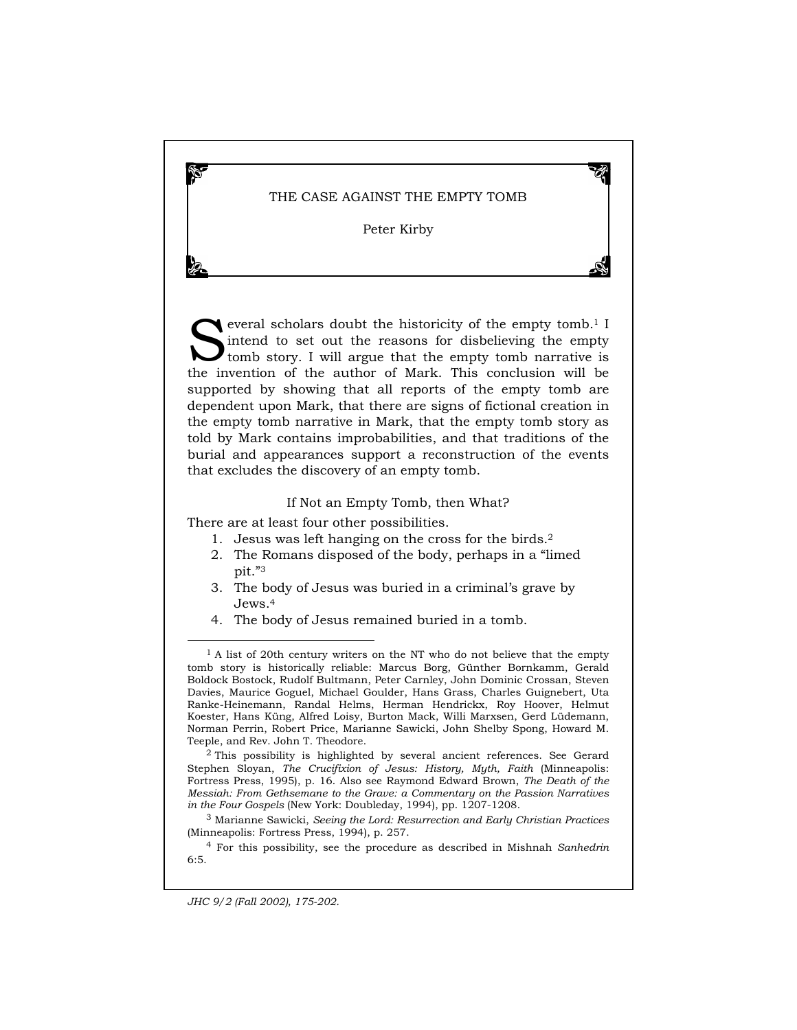# THE CASE AGAINST THE EMPTY TOMB

Peter Kirby

Several scholars doubt the historicity of the empty tomb.[1] I intend to set out the reasons for disbelieving the empty tomb story. I will argue that the empty tomb narrative is the invention of the author of Mark. This conclusion will be supported by showing that all reports of the empty tomb are dependent upon Mark, that there are signs of fictional creation in the empty tomb narrative in Mark, that the empty tomb story as told by Mark contains improbabilities, and that traditions of the burial and appearances support a reconstruction of the events that excludes the discovery of an empty tomb.

## If Not an Empty Tomb, then What?

There are at least four other possibilities.

1. Jesus was left hanging on the cross for the birds.[2]
2. The Romans disposed of the body, perhaps in a "limed pit."[3]
3. The body of Jesus was buried in a criminal's grave by Jews.[4]
4. The body of Jesus remained buried in a tomb.

---

[1] A list of 20th century writers on the NT who do not believe that the empty tomb story is historically reliable: Marcus Borg, Günther Bornkamm, Gerald Boldock Bostock, Rudolf Bultmann, Peter Carnley, John Dominic Crossan, Steven Davies, Maurice Goguel, Michael Goulder, Hans Grass, Charles Guignebert, Uta Ranke-Heinemann, Randal Helms, Herman Hendrickx, Roy Hoover, Helmut Koester, Hans Küng, Alfred Loisy, Burton Mack, Willi Marxsen, Gerd Lüdemann, Norman Perrin, Robert Price, Marianne Sawicki, John Shelby Spong, Howard M. Teeple, and Rev. John T. Theodore.

[2] This possibility is highlighted by several ancient references. See Gerard Stephen Sloyan, *The Crucifixion of Jesus: History, Myth, Faith* (Minneapolis: Fortress Press, 1995), p. 16. Also see Raymond Edward Brown, *The Death of the Messiah: From Gethsemane to the Grave: a Commentary on the Passion Narratives in the Four Gospels* (New York: Doubleday, 1994), pp. 1207-1208.

[3] Marianne Sawicki, *Seeing the Lord: Resurrection and Early Christian Practices* (Minneapolis: Fortress Press, 1994), p. 257.

[4] For this possibility, see the procedure as described in Mishnah *Sanhedrin* 6:5.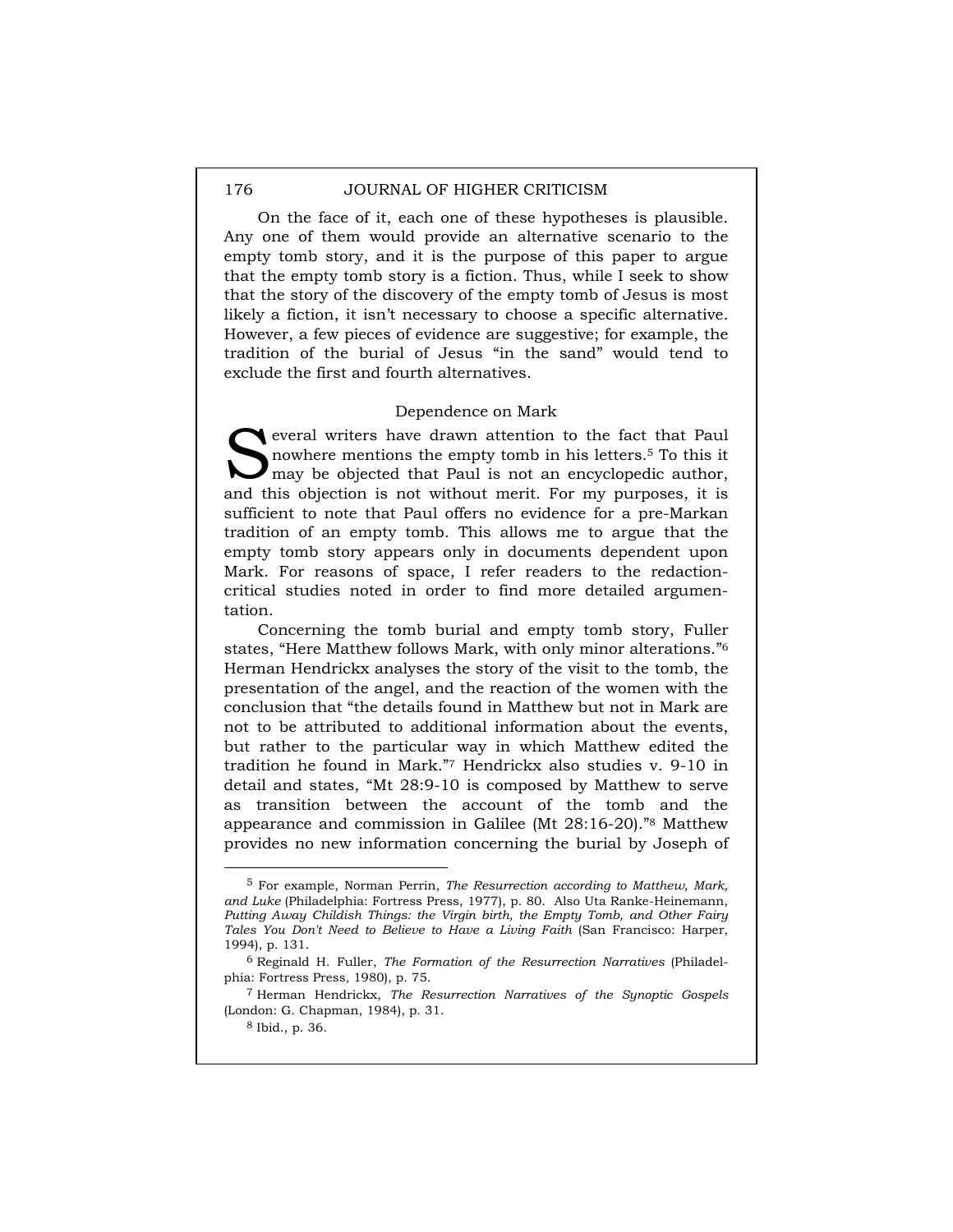On the face of it, each one of these hypotheses is plausible. Any one of them would provide an alternative scenario to the empty tomb story, and it is the purpose of this paper to argue that the empty tomb story is a fiction. Thus, while I seek to show that the story of the discovery of the empty tomb of Jesus is most likely a fiction, it isn't necessary to choose a specific alternative. However, a few pieces of evidence are suggestive; for example, the tradition of the burial of Jesus "in the sand" would tend to exclude the first and fourth alternatives.

## Dependence on Mark

Several writers have drawn attention to the fact that Paul nowhere mentions the empty tomb in his letters.[5] To this it may be objected that Paul is not an encyclopedic author, and this objection is not without merit. For my purposes, it is sufficient to note that Paul offers no evidence for a pre-Markan tradition of an empty tomb. This allows me to argue that the empty tomb story appears only in documents dependent upon Mark. For reasons of space, I refer readers to the redaction-critical studies noted in order to find more detailed argumentation.

Concerning the tomb burial and empty tomb story, Fuller states, "Here Matthew follows Mark, with only minor alterations."[6] Herman Hendrickx analyses the story of the visit to the tomb, the presentation of the angel, and the reaction of the women with the conclusion that "the details found in Matthew but not in Mark are not to be attributed to additional information about the events, but rather to the particular way in which Matthew edited the tradition he found in Mark."[7] Hendrickx also studies v. 9-10 in detail and states, "Mt 28:9-10 is composed by Matthew to serve as transition between the account of the tomb and the appearance and commission in Galilee (Mt 28:16-20)."[8] Matthew provides no new information concerning the burial by Joseph of

---

[5] For example, Norman Perrin, *The Resurrection according to Matthew, Mark, and Luke* (Philadelphia: Fortress Press, 1977), p. 80. Also Uta Ranke-Heinemann, *Putting Away Childish Things: the Virgin birth, the Empty Tomb, and Other Fairy Tales You Don't Need to Believe to Have a Living Faith* (San Francisco: Harper, 1994), p. 131.

[6] Reginald H. Fuller, *The Formation of the Resurrection Narratives* (Philadelphia: Fortress Press, 1980), p. 75.

[7] Herman Hendrickx, *The Resurrection Narratives of the Synoptic Gospels* (London: G. Chapman, 1984), p. 31.

[8] Ibid., p. 36.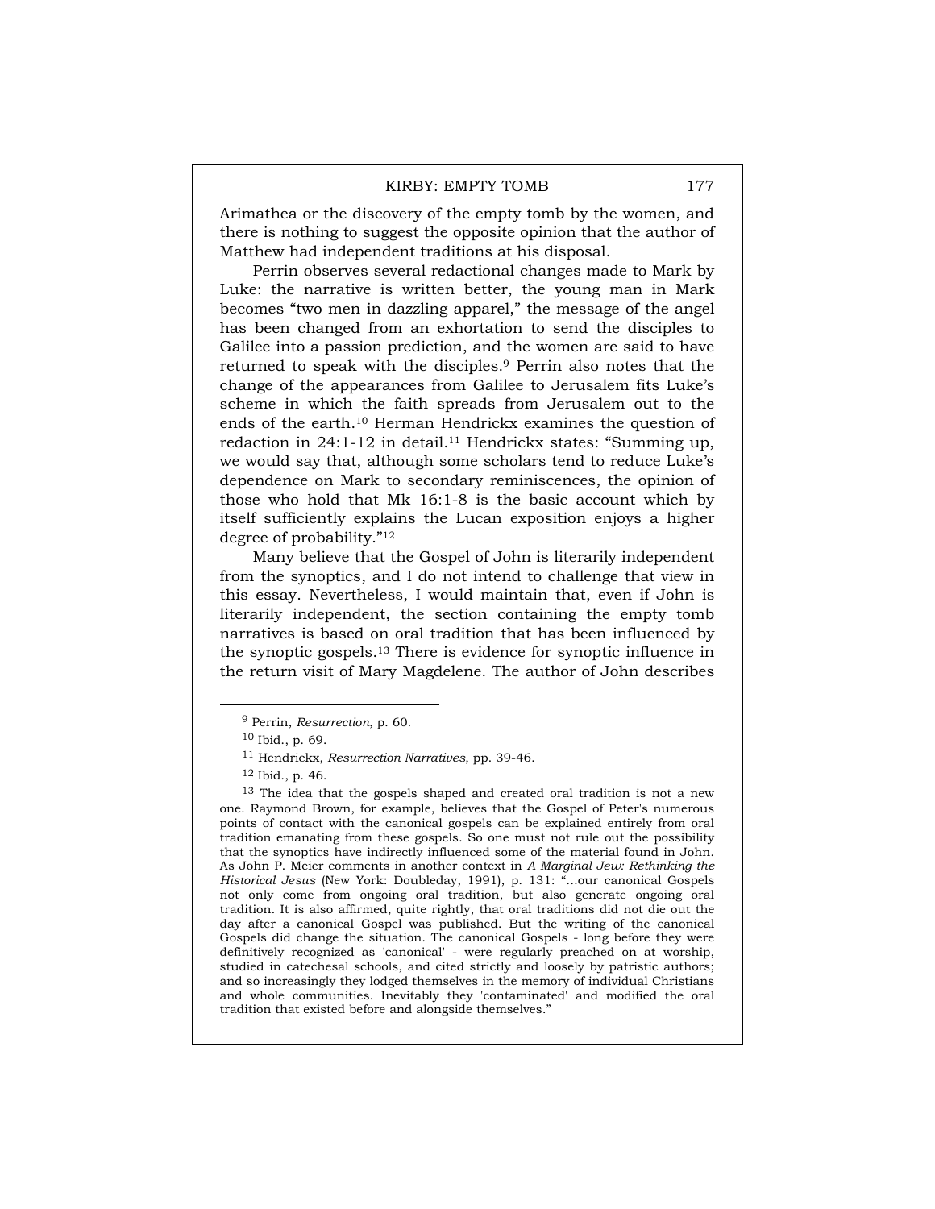Arimathea or the discovery of the empty tomb by the women, and there is nothing to suggest the opposite opinion that the author of Matthew had independent traditions at his disposal.

Perrin observes several redactional changes made to Mark by Luke: the narrative is written better, the young man in Mark becomes "two men in dazzling apparel," the message of the angel has been changed from an exhortation to send the disciples to Galilee into a passion prediction, and the women are said to have returned to speak with the disciples.[9] Perrin also notes that the change of the appearances from Galilee to Jerusalem fits Luke's scheme in which the faith spreads from Jerusalem out to the ends of the earth.[10] Herman Hendrickx examines the question of redaction in 24:1-12 in detail.[11] Hendrickx states: "Summing up, we would say that, although some scholars tend to reduce Luke's dependence on Mark to secondary reminiscences, the opinion of those who hold that Mk 16:1-8 is the basic account which by itself sufficiently explains the Lucan exposition enjoys a higher degree of probability."[12]

Many believe that the Gospel of John is literarily independent from the synoptics, and I do not intend to challenge that view in this essay. Nevertheless, I would maintain that, even if John is literarily independent, the section containing the empty tomb narratives is based on oral tradition that has been influenced by the synoptic gospels.[13] There is evidence for synoptic influence in the return visit of Mary Magdelene. The author of John describes

---

[9] Perrin, *Resurrection*, p. 60.

[10] Ibid., p. 69.

[11] Hendrickx, *Resurrection Narratives*, pp. 39-46.

[12] Ibid., p. 46.

[13] The idea that the gospels shaped and created oral tradition is not a new one. Raymond Brown, for example, believes that the Gospel of Peter's numerous points of contact with the canonical gospels can be explained entirely from oral tradition emanating from these gospels. So one must not rule out the possibility that the synoptics have indirectly influenced some of the material found in John. As John P. Meier comments in another context in *A Marginal Jew: Rethinking the Historical Jesus* (New York: Doubleday, 1991), p. 131: "...our canonical Gospels not only come from ongoing oral tradition, but also generate ongoing oral tradition. It is also affirmed, quite rightly, that oral traditions did not die out the day after a canonical Gospel was published. But the writing of the canonical Gospels did change the situation. The canonical Gospels - long before they were definitively recognized as 'canonical' - were regularly preached on at worship, studied in catechesal schools, and cited strictly and loosely by patristic authors; and so increasingly they lodged themselves in the memory of individual Christians and whole communities. Inevitably they 'contaminated' and modified the oral tradition that existed before and alongside themselves."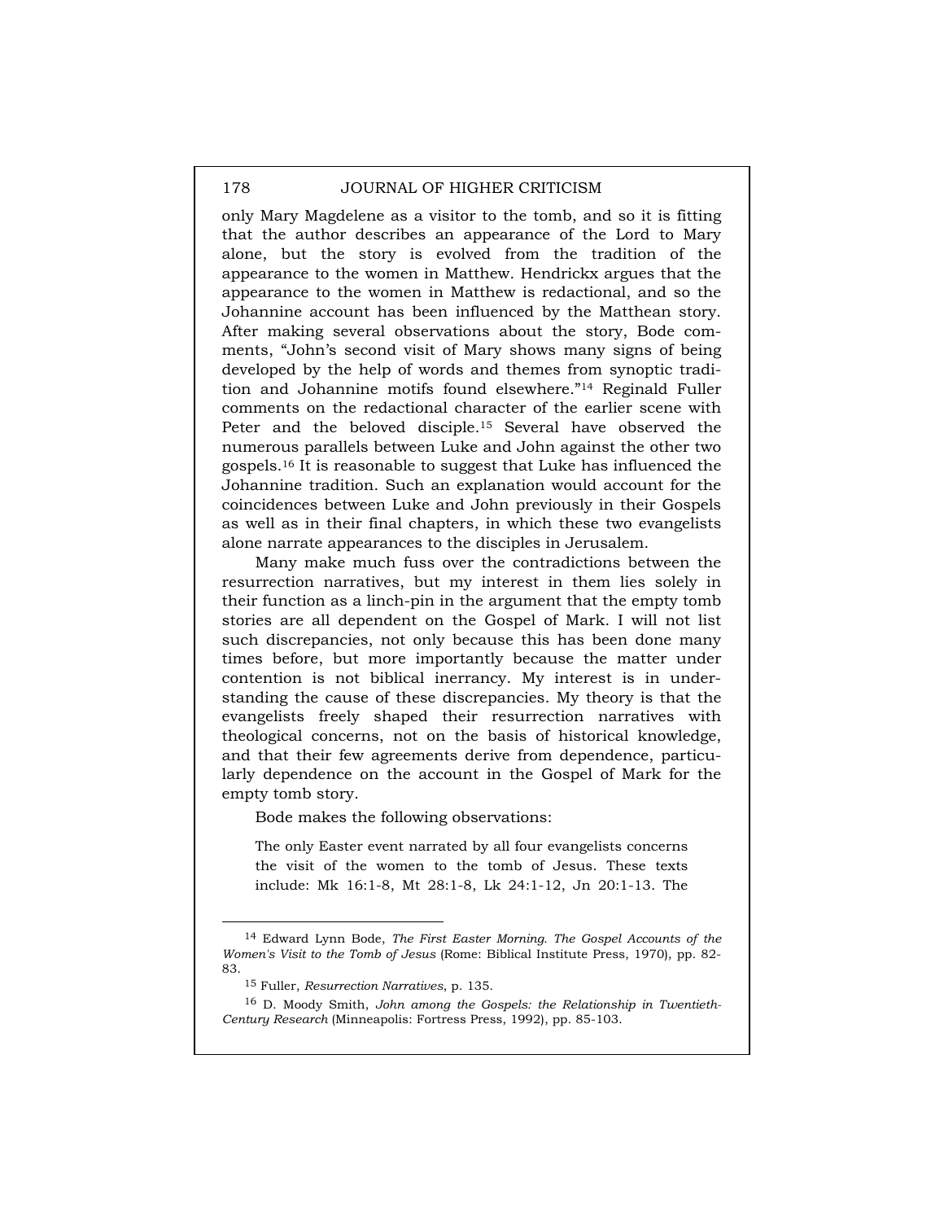only Mary Magdelene as a visitor to the tomb, and so it is fitting that the author describes an appearance of the Lord to Mary alone, but the story is evolved from the tradition of the appearance to the women in Matthew. Hendrickx argues that the appearance to the women in Matthew is redactional, and so the Johannine account has been influenced by the Matthean story. After making several observations about the story, Bode comments, "John's second visit of Mary shows many signs of being developed by the help of words and themes from synoptic tradition and Johannine motifs found elsewhere."[14] Reginald Fuller comments on the redactional character of the earlier scene with Peter and the beloved disciple.[15] Several have observed the numerous parallels between Luke and John against the other two gospels.[16] It is reasonable to suggest that Luke has influenced the Johannine tradition. Such an explanation would account for the coincidences between Luke and John previously in their Gospels as well as in their final chapters, in which these two evangelists alone narrate appearances to the disciples in Jerusalem.

Many make much fuss over the contradictions between the resurrection narratives, but my interest in them lies solely in their function as a linch-pin in the argument that the empty tomb stories are all dependent on the Gospel of Mark. I will not list such discrepancies, not only because this has been done many times before, but more importantly because the matter under contention is not biblical inerrancy. My interest is in understanding the cause of these discrepancies. My theory is that the evangelists freely shaped their resurrection narratives with theological concerns, not on the basis of historical knowledge, and that their few agreements derive from dependence, particularly dependence on the account in the Gospel of Mark for the empty tomb story.

Bode makes the following observations:

> The only Easter event narrated by all four evangelists concerns the visit of the women to the tomb of Jesus. These texts include: Mk 16:1-8, Mt 28:1-8, Lk 24:1-12, Jn 20:1-13. The

---

[14] Edward Lynn Bode, *The First Easter Morning. The Gospel Accounts of the Women's Visit to the Tomb of Jesus* (Rome: Biblical Institute Press, 1970), pp. 82-83.

[15] Fuller, *Resurrection Narratives*, p. 135.

[16] D. Moody Smith, *John among the Gospels: the Relationship in Twentieth-Century Research* (Minneapolis: Fortress Press, 1992), pp. 85-103.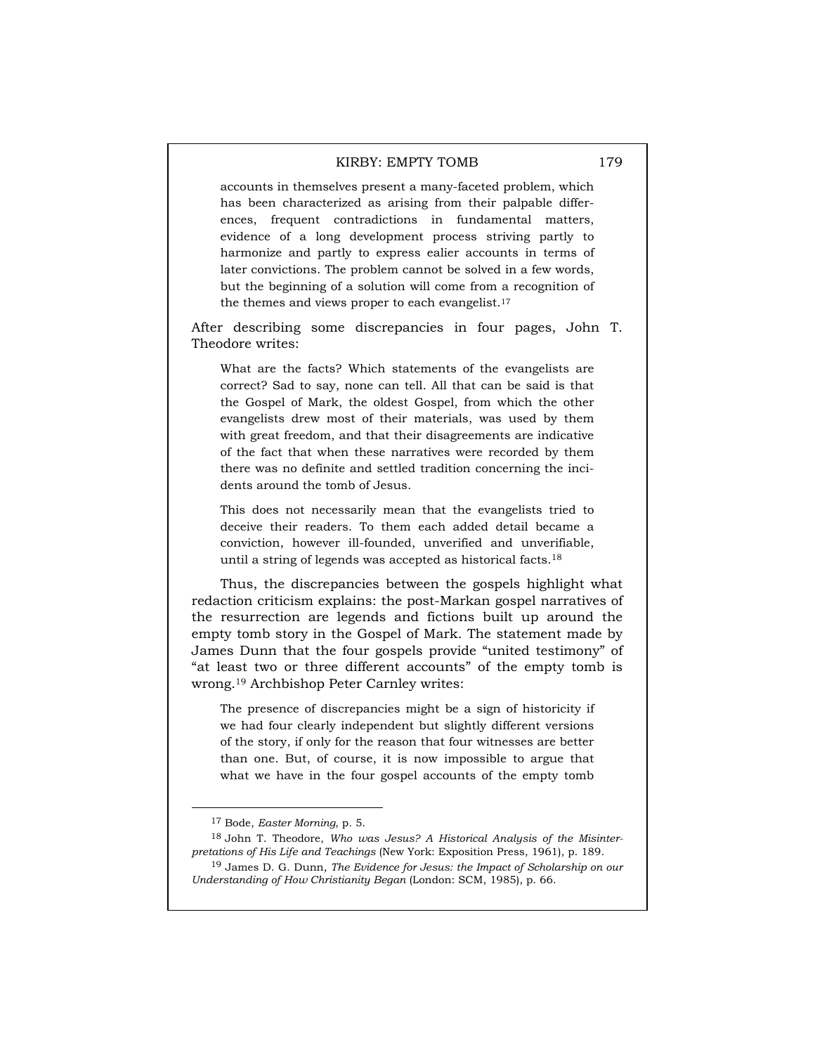> accounts in themselves present a many-faceted problem, which has been characterized as arising from their palpable differences, frequent contradictions in fundamental matters, evidence of a long development process striving partly to harmonize and partly to express ealier accounts in terms of later convictions. The problem cannot be solved in a few words, but the beginning of a solution will come from a recognition of the themes and views proper to each evangelist.[17]

After describing some discrepancies in four pages, John T. Theodore writes:

> What are the facts? Which statements of the evangelists are correct? Sad to say, none can tell. All that can be said is that the Gospel of Mark, the oldest Gospel, from which the other evangelists drew most of their materials, was used by them with great freedom, and that their disagreements are indicative of the fact that when these narratives were recorded by them there was no definite and settled tradition concerning the incidents around the tomb of Jesus.
>
> This does not necessarily mean that the evangelists tried to deceive their readers. To them each added detail became a conviction, however ill-founded, unverified and unverifiable, until a string of legends was accepted as historical facts.[18]

Thus, the discrepancies between the gospels highlight what redaction criticism explains: the post-Markan gospel narratives of the resurrection are legends and fictions built up around the empty story in the Gospel of Mark. The statement made by James Dunn that the four gospels provide "united testimony" of "at least two or three different accounts" of the empty tomb is wrong.[19] Archbishop Peter Carnley writes:

> The presence of discrepancies might be a sign of historicity if we had four clearly independent but slightly different versions of the story, if only for the reason that four witnesses are better than one. But, of course, it is now impossible to argue that what we have in the four gospel accounts of the empty tomb

---

[17] Bode, *Easter Morning*, p. 5.

[18] John T. Theodore, *Who was Jesus? A Historical Analysis of the Misinterpretations of His Life and Teachings* (New York: Exposition Press, 1961), p. 189.

[19] James D. G. Dunn, *The Evidence for Jesus: the Impact of Scholarship on our Understanding of How Christianity Began* (London: SCM, 1985), p. 66.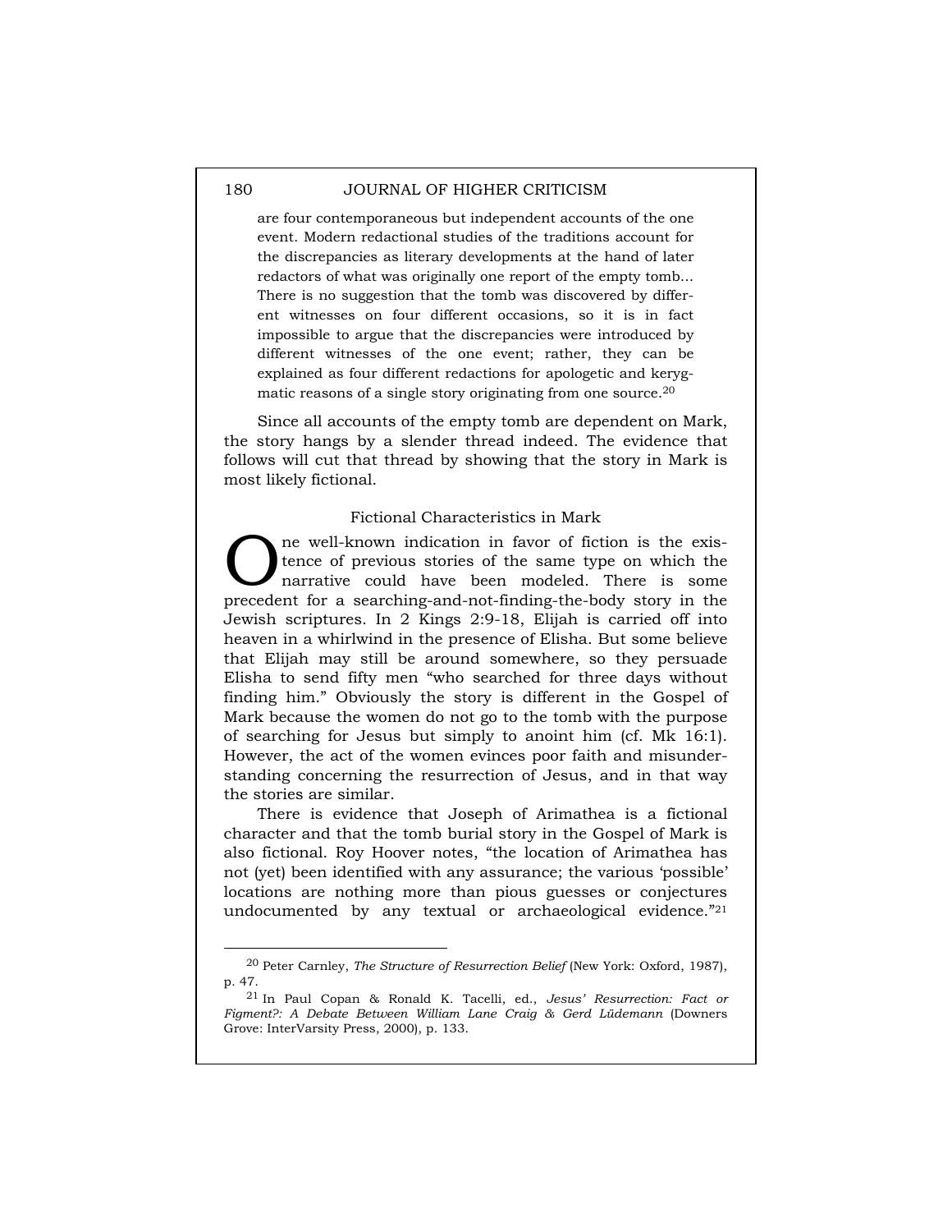> are four contemporaneous but independent accounts of the one event. Modern redactional studies of the traditions account for the discrepancies as literary developments at the hand of later redactors of what was originally one report of the empty tomb... There is no suggestion that the tomb was discovered by different witnesses on four different occasions, so it is in fact impossible to argue that the discrepancies were introduced by different witnesses of the one event; rather, they can be explained as four different redactions for apologetic and kerygmatic reasons of a single story originating from one source.[20]

Since all accounts of the empty tomb are dependent on Mark, the story hangs by a slender thread indeed. The evidence that follows will cut that thread by showing that the story in Mark is most likely fictional.

## Fictional Characteristics in Mark

One well-known indication in favor of fiction is the existence of previous stories of the same type on which the narrative could have been modeled. There is some precedent for a searching-and-not-finding-the-body story in the Jewish scriptures. In 2 Kings 2:9-18, Elijah is carried off into heaven in a whirlwind in the presence of Elisha. But some believe that Elijah may still be around somewhere, so they persuade Elisha to send fifty men "who searched for three days without finding him." Obviously the story is different in the Gospel of Mark because the women do not go to the tomb with the purpose of searching for Jesus but simply to anoint him (cf. Mk 16:1). However, the act of the women evinces poor faith and misunderstanding concerning the resurrection of Jesus, and in that way the stories are similar.

There is evidence that Joseph of Arimathea is a fictional character and that the tomb burial story in the Gospel of Mark is also fictional. Roy Hoover notes, "the location of Arimathea has not (yet) been identified with any assurance; the various 'possible' locations are nothing more than pious guesses or conjectures undocumented by any textual or archaeological evidence."[21]

---

[20] Peter Carnley, *The Structure of Resurrection Belief* (New York: Oxford, 1987), p. 47.

[21] In Paul Copan & Ronald K. Tacelli, ed., *Jesus' Resurrection: Fact or Figment?: A Debate Between William Lane Craig & Gerd Lüdemann* (Downers Grove: InterVarsity Press, 2000), p. 133.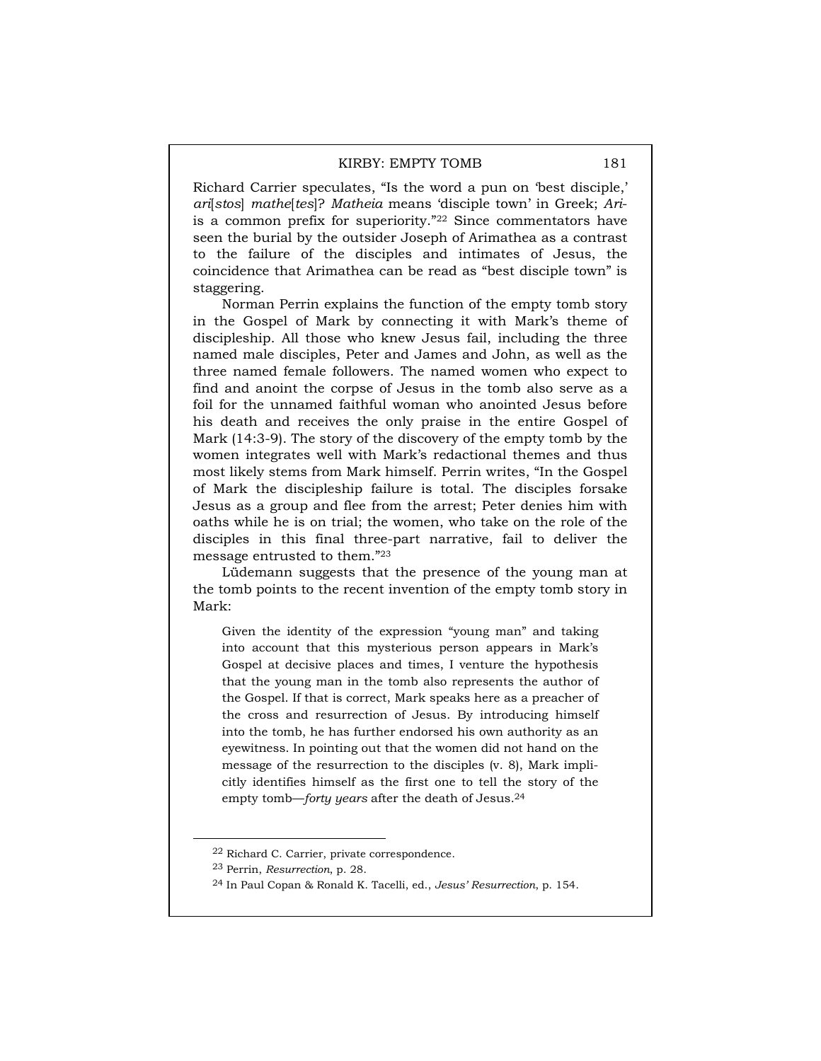Richard Carrier speculates, "Is the word a pun on 'best disciple,' *ari*[*stos*] *mathe*[*tes*]? *Matheia* means 'disciple town' in Greek; *Ari*- is a common prefix for superiority."[22] Since commentators have seen the burial by the outsider Joseph of Arimathea as a contrast to the failure of the disciples and intimates of Jesus, the coincidence that Arimathea can be read as "best disciple town" is staggering.

Norman Perrin explains the function of the empty tomb story in the Gospel of Mark by connecting it with Mark's theme of discipleship. All those who knew Jesus fail, including the three named male disciples, Peter and James and John, as well as the three named female followers. The named women who expect to find and anoint the corpse of Jesus in the tomb also serve as a foil for the unnamed faithful woman who anointed Jesus before his death and receives the only praise in the entire Gospel of Mark (14:3-9). The story of the discovery of the empty tomb by the women integrates well with Mark's redactional themes and thus most likely stems from Mark himself. Perrin writes, "In the Gospel of Mark the discipleship failure is total. The disciples forsake Jesus as a group and flee from the arrest; Peter denies him with oaths while he is on trial; the women, who take on the role of the disciples in this final three-part narrative, fail to deliver the message entrusted to them."[23]

Lüdemann suggests that the presence of the young man at the tomb points to the recent invention of the empty tomb story in Mark:

> Given the identity of the expression "young man" and taking into account that this mysterious person appears in Mark's Gospel at decisive places and times, I venture the hypothesis that the young man in the tomb also represents the author of the Gospel. If that is correct, Mark speaks here as a preacher of the cross and resurrection of Jesus. By introducing himself into the tomb, he has further endorsed his own authority as an eyewitness. In pointing out that the women did not hand on the message of the resurrection to the disciples (v. 8), Mark implicitly identifies himself as the first one to tell the story of the empty tomb—*forty years* after the death of Jesus.[24]

---

[22] Richard C. Carrier, private correspondence.

[23] Perrin, *Resurrection*, p. 28.

[24] In Paul Copan & Ronald K. Tacelli, ed., *Jesus' Resurrection*, p. 154.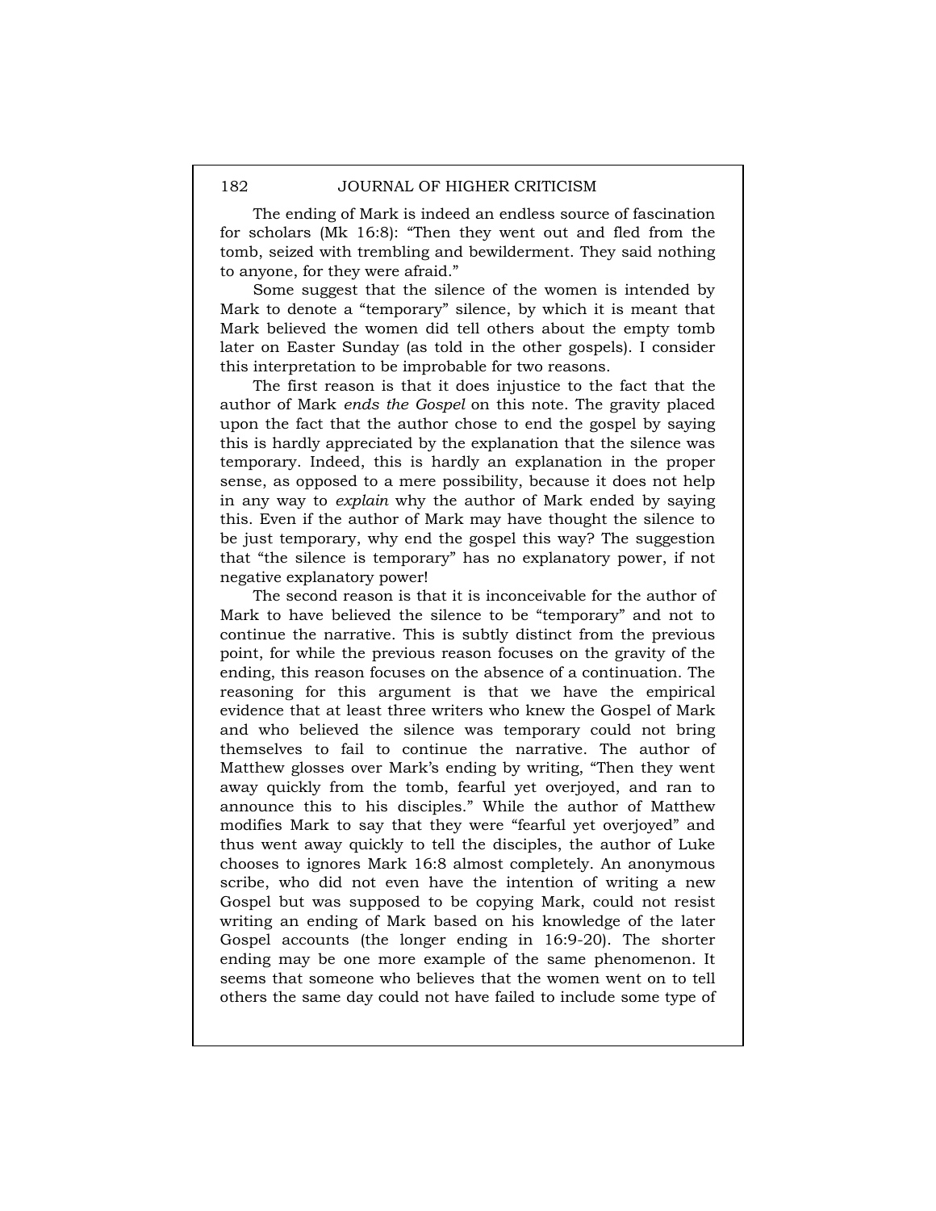The ending of Mark is indeed an endless source of fascination for scholars (Mk 16:8): "Then they went out and fled from the tomb, seized with trembling and bewilderment. They said nothing to anyone, for they were afraid."

Some suggest that the silence of the women is intended by Mark to denote a "temporary" silence, by which it is meant that Mark believed the women did tell others about the empty tomb later on Easter Sunday (as told in the other gospels). I consider this interpretation to be improbable for two reasons.

The first reason is that it does injustice to the fact that the author of Mark *ends the Gospel* on this note. The gravity placed upon the fact that the author chose to end the gospel by saying this is hardly appreciated by the explanation that the silence was temporary. Indeed, this is hardly an explanation in the proper sense, as opposed to a mere possibility, because it does not help in any way to *explain* why the author of Mark ended by saying this. Even if the author of Mark may have thought the silence to be just temporary, why end the gospel this way? The suggestion that "the silence is temporary" has no explanatory power, if not negative explanatory power!

The second reason is that it is inconceivable for the author of Mark to have believed the silence to be "temporary" and not to continue the narrative. This is subtly distinct from the previous point, for while the previous reason focuses on the gravity of the ending, this reason focuses on the absence of a continuation. The reasoning for this argument is that we have the empirical evidence that at least three writers who knew the Gospel of Mark and who believed the silence was temporary could not bring themselves to fail to continue the narrative. The author of Matthew glosses over Mark's ending by writing, "Then they went away quickly from the tomb, fearful yet overjoyed, and ran to announce this to his disciples." While the author of Matthew modifies Mark to say that they were "fearful yet overjoyed" and thus went away quickly to tell the disciples, the author of Luke chooses to ignores Mark 16:8 almost completely. An anonymous scribe, who did not even have the intention of writing a new Gospel but was supposed to be copying Mark, could not resist writing an ending of Mark based on his knowledge of the later Gospel accounts (the longer ending in 16:9-20). The shorter ending may be one more example of the same phenomenon. It seems that someone who believes that the women went on to tell others the same day could not have failed to include some type of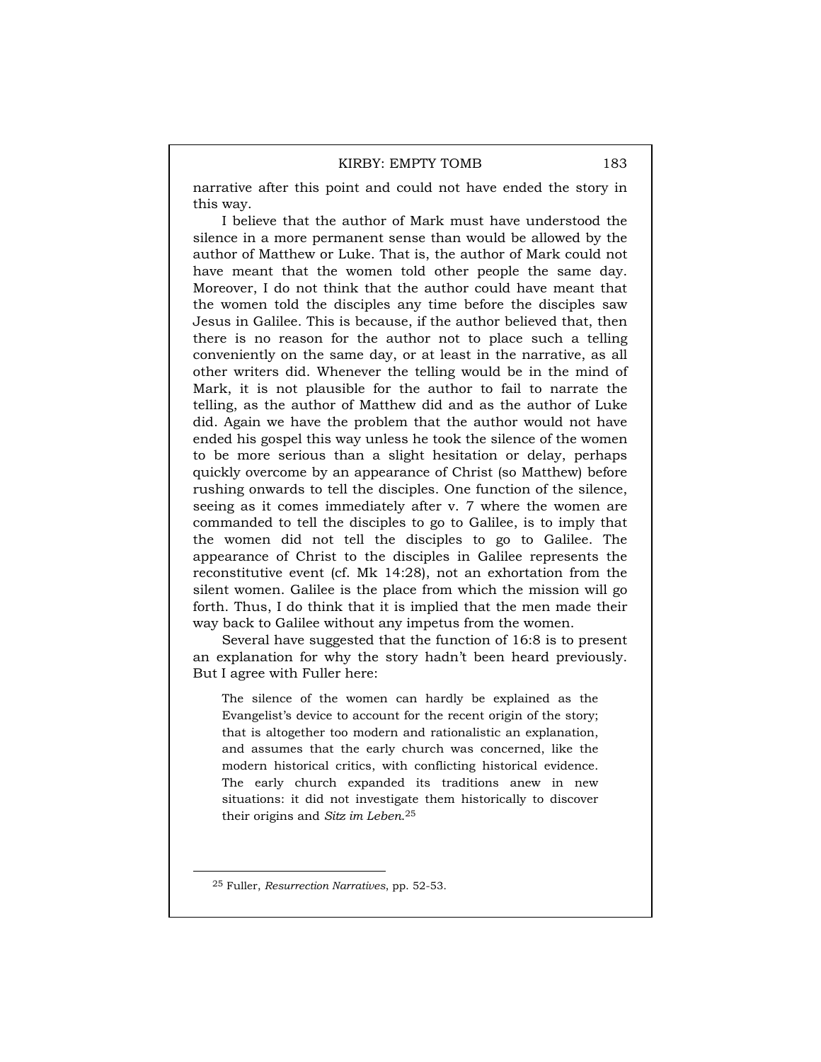narrative after this point and could not have ended the story in this way.

I believe that the author of Mark must have understood the silence in a more permanent sense than would be allowed by the author of Matthew or Luke. That is, the author of Mark could not have meant that the women told other people the same day. Moreover, I do not think that the author could have meant that the women told the disciples any time before the disciples saw Jesus in Galilee. This is because, if the author believed that, then there is no reason for the author not to place such a telling conveniently on the same day, or at least in the narrative, as all other writers did. Whenever the telling would be in the mind of Mark, it is not plausible for the author to fail to narrate the telling, as the author of Matthew did and as the author of Luke did. Again we have the problem that the author would not have ended his gospel this way unless he took the silence of the women to be more serious than a slight hesitation or delay, perhaps quickly overcome by an appearance of Christ (so Matthew) before rushing onwards to tell the disciples. One function of the silence, seeing as it comes immediately after v. 7 where the women are commanded to tell the disciples to go to Galilee, is to imply that the women did not tell the disciples to go to Galilee. The appearance of Christ to the disciples in Galilee represents the reconstitutive event (cf. Mk 14:28), not an exhortation from the silent women. Galilee is the place from which the mission will go forth. Thus, I do think that it is implied that the men made their way back to Galilee without any impetus from the women.

Several have suggested that the function of 16:8 is to present an explanation for why the story hadn't been heard previously. But I agree with Fuller here:

> The silence of the women can hardly be explained as the Evangelist's device to account for the recent origin of the story; that is altogether too modern and rationalistic an explanation, and assumes that the early church was concerned, like the modern historical critics, with conflicting historical evidence. The early church expanded its traditions anew in new situations: it did not investigate them historically to discover their origins and *Sitz im Leben*.[25]

[25] Fuller, *Resurrection Narratives*, pp. 52-53.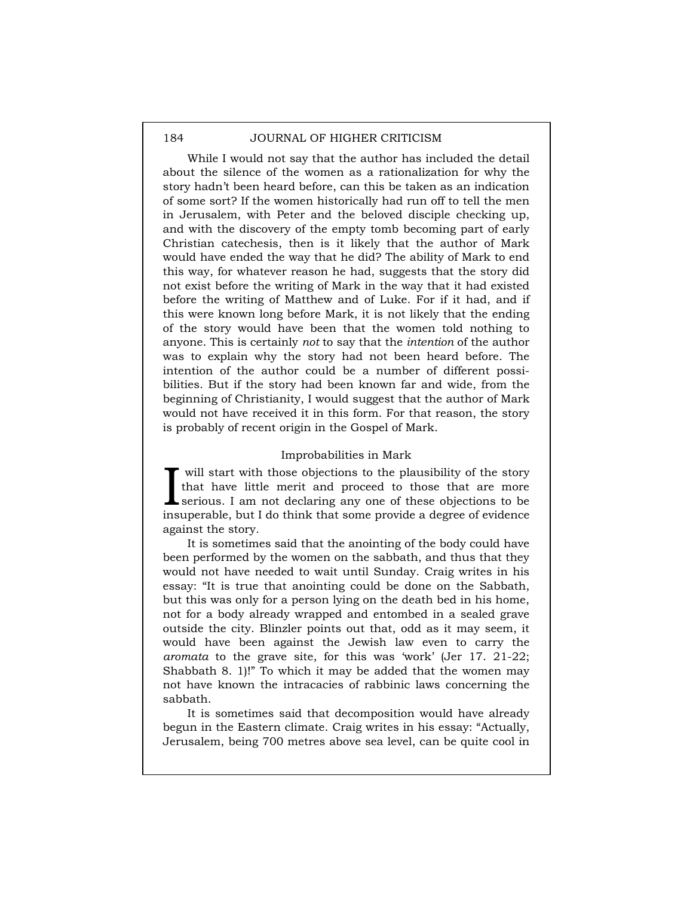While I would not say that the author has included the detail about the silence of the women as a rationalization for why the story hadn't been heard before, can this be taken as an indication of some sort? If the women historically had run off to tell the men in Jerusalem, with Peter and the beloved disciple checking up, and with the discovery of the empty tomb becoming part of early Christian catechesis, then is it likely that the author of Mark would have ended the way that he did? The ability of Mark to end this way, for whatever reason he had, suggests that the story did not exist before the writing of Mark in the way that it had existed before the writing of Matthew and of Luke. For if it had, and if this were known long before Mark, it is not likely that the ending of the story would have been that the women told nothing to anyone. This is certainly *not* to say that the *intention* of the author was to explain why the story had not been heard before. The intention of the author could be a number of different possibilities. But if the story had been known far and wide, from the beginning of Christianity, I would suggest that the author of Mark would not have received it in this form. For that reason, the story is probably of recent origin in the Gospel of Mark.

## Improbabilities in Mark

I will start with those objections to the plausibility of the story that have little merit and proceed to those that are more serious. I am not declaring any one of these objections to be insuperable, but I do think that some provide a degree of evidence against the story.

It is sometimes said that the anointing of the body could have been performed by the women on the sabbath, and thus that they would not have needed to wait until Sunday. Craig writes in his essay: "It is true that anointing could be done on the Sabbath, but this was only for a person lying on the death bed in his home, not for a body already wrapped and entombed in a sealed grave outside the city. Blinzler points out that, odd as it may seem, it would have been against the Jewish law even to carry the *aromata* to the grave site, for this was 'work' (Jer 17. 21-22; Shabbath 8. 1)!" To which it may be added that the women may not have known the intracacies of rabbinic laws concerning the sabbath.

It is sometimes said that decomposition would have already begun in the Eastern climate. Craig writes in his essay: "Actually, Jerusalem, being 700 metres above sea level, can be quite cool in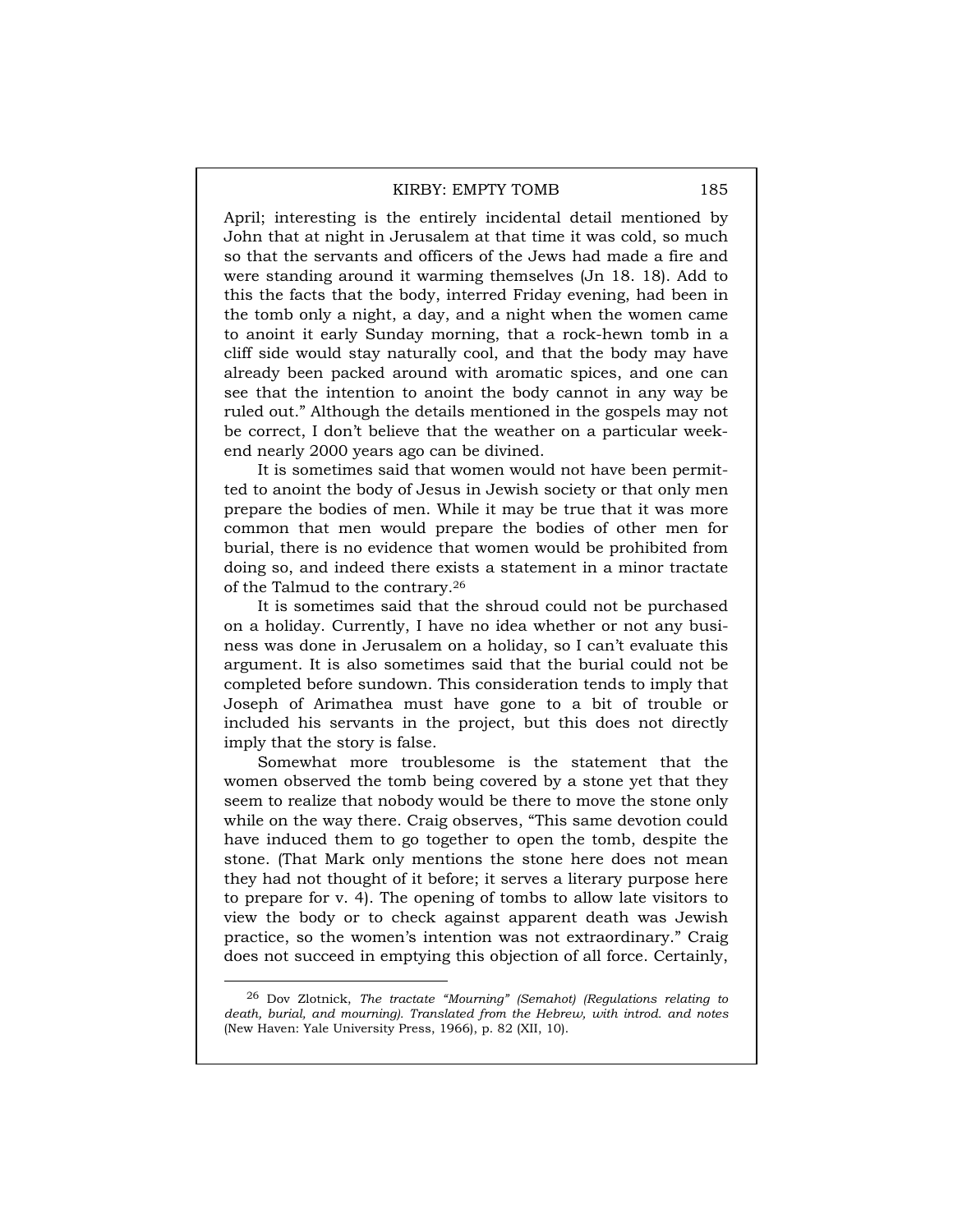April; interesting is the entirely incidental detail mentioned by John that at night in Jerusalem at that time it was cold, so much so that the servants and officers of the Jews had made a fire and were standing around it warming themselves (Jn 18. 18). Add to this the facts that the body, interred Friday evening, had been in the tomb only a night, a day, and a night when the women came to anoint it early Sunday morning, that a rock-hewn tomb in a cliff side would stay naturally cool, and that the body may have already been packed around with aromatic spices, and one can see that the intention to anoint the body cannot in any way be ruled out." Although the details mentioned in the gospels may not be correct, I don't believe that the weather on a particular weekend nearly 2000 years ago can be divined.

It is sometimes said that women would not have been permitted to anoint the body of Jesus in Jewish society or that only men prepare the bodies of men. While it may be true that it was more common that men would prepare the bodies of other men for burial, there is no evidence that women would be prohibited from doing so, and indeed there exists a statement in a minor tractate of the Talmud to the contrary.[26]

It is sometimes said that the shroud could not be purchased on a holiday. Currently, I have no idea whether or not any business was done in Jerusalem on a holiday, so I can't evaluate this argument. It is also sometimes said that the burial could not be completed before sundown. This consideration tends to imply that Joseph of Arimathea must have gone to a bit of trouble or included his servants in the project, but this does not directly imply that the story is false.

Somewhat more troublesome is the statement that the women observed the tomb being covered by a stone yet that they seem to realize that nobody would be there to move the stone only while on the way there. Craig observes, "This same devotion could have induced them to go together to open the tomb, despite the stone. (That Mark only mentions the stone here does not mean they had not thought of it before; it serves a literary purpose here to prepare for v. 4). The opening of tombs to allow late visitors to view the body or to check against apparent death was Jewish practice, so the women's intention was not extraordinary." Craig does not succeed in emptying this objection of all force. Certainly,

---

[26] Dov Zlotnick, *The tractate "Mourning" (Semahot) (Regulations relating to death, burial, and mourning). Translated from the Hebrew, with introd. and notes* (New Haven: Yale University Press, 1966), p. 82 (XII, 10).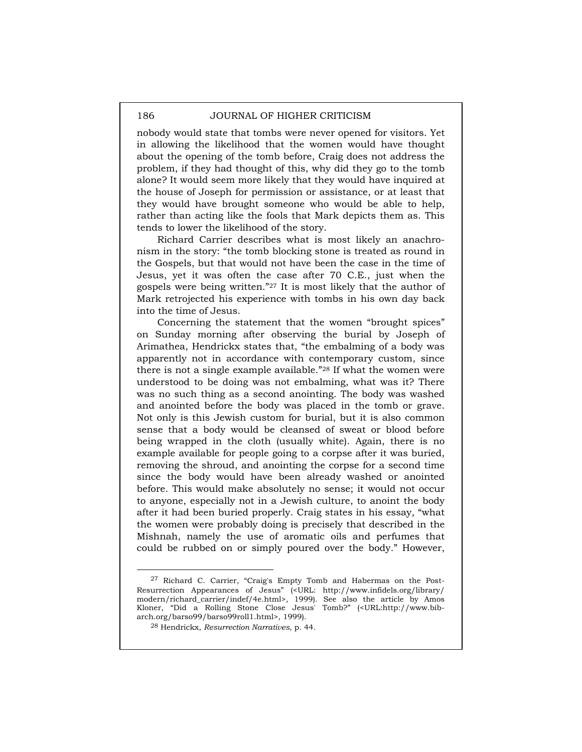nobody would state that tombs were never opened for visitors. Yet in allowing the likelihood that the women would have thought about the opening of the tomb before, Craig does not address the problem, if they had thought of this, why did they go to the tomb alone? It would seem more likely that they would have inquired at the house of Joseph for permission or assistance, or at least that they would have brought someone who would be able to help, rather than acting like the fools that Mark depicts them as. This tends to lower the likelihood of the story.

Richard Carrier describes what is most likely an anachronism in the story: "the tomb blocking stone is treated as round in the Gospels, but that would not have been the case in the time of Jesus, yet it was often the case after 70 C.E., just when the gospels were being written."[27] It is most likely that the author of Mark retrojected his experience with tombs in his own day back into the time of Jesus.

Concerning the statement that the women "brought spices" on Sunday morning after observing the burial by Joseph of Arimathea, Hendrickx states that, "the embalming of a body was apparently not in accordance with contemporary custom, since there is not a single example available."[28] If what the women were understood to be doing was not embalming, what was it? There was no such thing as a second anointing. The body was washed and anointed before the body was placed in the tomb or grave. Not only is this Jewish custom for burial, but it is also common sense that a body would be cleansed of sweat or blood before being wrapped in the cloth (usually white). Again, there is no example available for people going to a corpse after it was buried, removing the shroud, and anointing the corpse for a second time since the body would have been already washed or anointed before. This would make absolutely no sense; it would not occur to anyone, especially not in a Jewish culture, to anoint the body after it had been buried properly. Craig states in his essay, "what the women were probably doing is precisely that described in the Mishnah, namely the use of aromatic oils and perfumes that could be rubbed on or simply poured over the body." However,

---

[27] Richard C. Carrier, "Craig's Empty Tomb and Habermas on the Post-Resurrection Appearances of Jesus" (<URL: http://www.infidels.org/library/modern/richard_carrier/indef/4e.html>, 1999). See also the article by Amos Kloner, "Did a Rolling Stone Close Jesus' Tomb?" (<URL:http://www.bib-arch.org/barso99/barso99roll1.html>, 1999).

[28] Hendrickx, *Resurrection Narratives*, p. 44.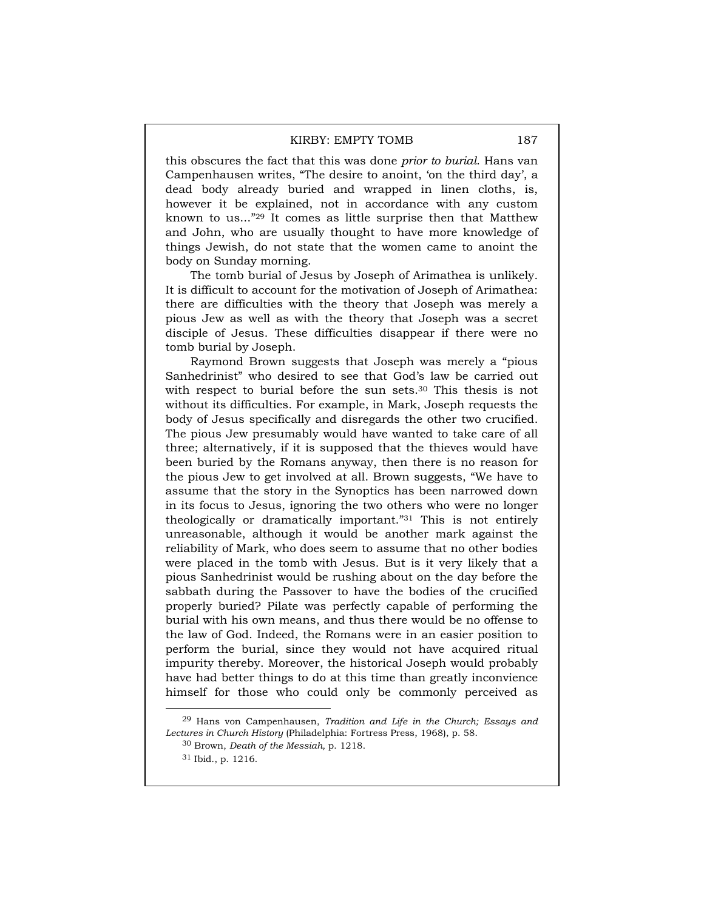this obscures the fact that this was done *prior to burial*. Hans van Campenhausen writes, "The desire to anoint, 'on the third day', a dead body already buried and wrapped in linen cloths, is, however it be explained, not in accordance with any custom known to us..."[29] It comes as little surprise then that Matthew and John, who are usually thought to have more knowledge of things Jewish, do not state that the women came to anoint the body on Sunday morning.

The tomb burial of Jesus by Joseph of Arimathea is unlikely. It is difficult to account for the motivation of Joseph of Arimathea: there are difficulties with the theory that Joseph was merely a pious Jew as well as with the theory that Joseph was a secret disciple of Jesus. These difficulties disappear if there were no tomb burial by Joseph.

Raymond Brown suggests that Joseph was merely a "pious Sanhedrinist" who desired to see that God's law be carried out with respect to burial before the sun sets.[30] This thesis is not without its difficulties. For example, in Mark, Joseph requests the body of Jesus specifically and disregards the other two crucified. The pious Jew presumably would have wanted to take care of all three; alternatively, if it is supposed that the thieves would have been buried by the Romans anyway, then there is no reason for the pious Jew to get involved at all. Brown suggests, "We have to assume that the story in the Synoptics has been narrowed down in its focus to Jesus, ignoring the two others who were no longer theologically or dramatically important."[31] This is not entirely unreasonable, although it would be another mark against the reliability of Mark, who does seem to assume that no other bodies were placed in the tomb with Jesus. But is it very likely that a pious Sanhedrinist would be rushing about on the day before the sabbath during the Passover to have the bodies of the crucified properly buried? Pilate was perfectly capable of performing the burial with his own means, and thus there would be no offense to the law of God. Indeed, the Romans were in an easier position to perform the burial, since they would not have acquired ritual impurity thereby. Moreover, the historical Joseph would probably have had better things to do at this time than greatly inconvience himself for those who could only be commonly perceived as

---

[29] Hans von Campenhausen, *Tradition and Life in the Church; Essays and Lectures in Church History* (Philadelphia: Fortress Press, 1968), p. 58.

[30] Brown, *Death of the Messiah,* p. 1218.

[31] Ibid., p. 1216.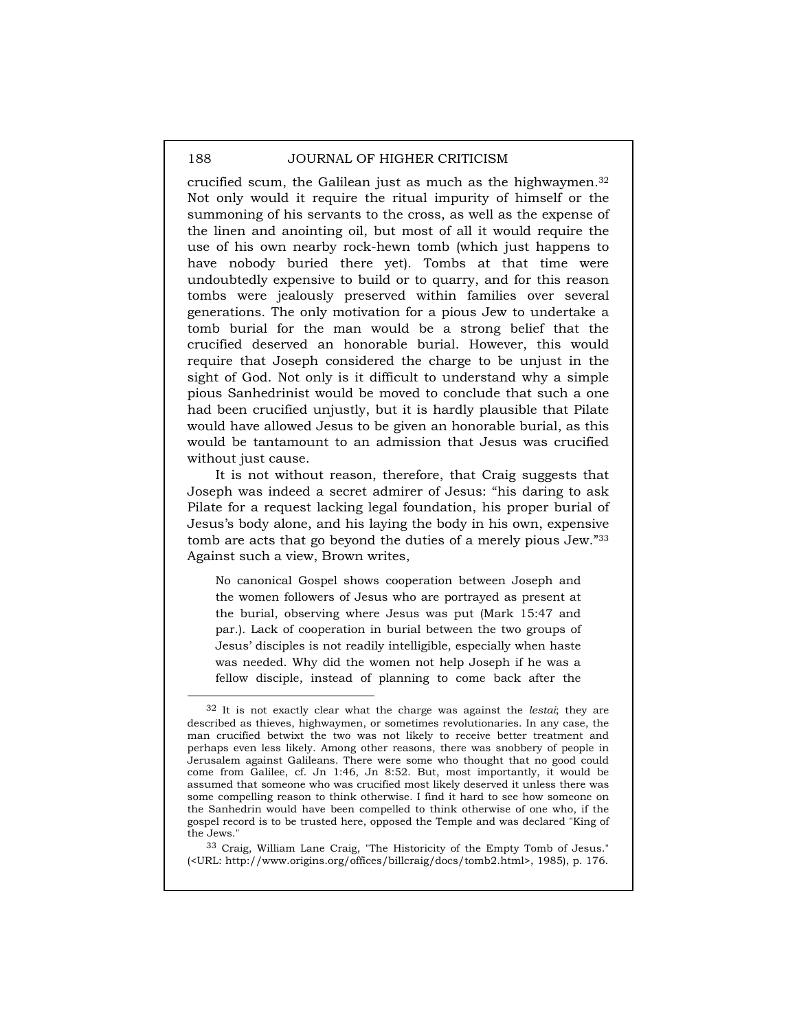crucified scum, the Galilean just as much as the highwaymen.[32] Not only would it require the ritual impurity of himself or the summoning of his servants to the cross, as well as the expense of the linen and anointing oil, but most of all it would require the use of his own nearby rock-hewn tomb (which just happens to have nobody buried there yet). Tombs at that time were undoubtedly expensive to build or to quarry, and for this reason tombs were jealously preserved within families over several generations. The only motivation for a pious Jew to undertake a tomb burial for the man would be a strong belief that the crucified deserved an honorable burial. However, this would require that Joseph considered the charge to be unjust in the sight of God. Not only is it difficult to understand why a simple pious Sanhedrinist would be moved to conclude that such a one had been crucified unjustly, but it is hardly plausible that Pilate would have allowed Jesus to be given an honorable burial, as this would be tantamount to an admission that Jesus was crucified without just cause.

It is not without reason, therefore, that Craig suggests that Joseph was indeed a secret admirer of Jesus: "his daring to ask Pilate for a request lacking legal foundation, his proper burial of Jesus's body alone, and his laying the body in his own, expensive tomb are acts that go beyond the duties of a merely pious Jew."[33] Against such a view, Brown writes,

> No canonical Gospel shows cooperation between Joseph and the women followers of Jesus who are portrayed as present at the burial, observing where Jesus was put (Mark 15:47 and par.). Lack of cooperation in burial between the two groups of Jesus' disciples is not readily intelligible, especially when haste was needed. Why did the women not help Joseph if he was a fellow disciple, instead of planning to come back after the

---

[32] It is not exactly clear what the charge was against the *lestai*; they are described as thieves, highwaymen, or sometimes revolutionaries. In any case, the man crucified betwixt the two was not likely to receive better treatment and perhaps even less likely. Among other reasons, there was snobbery of people in Jerusalem against Galileans. There were some who thought that no good could come from Galilee, cf. Jn 1:46, Jn 8:52. But, most importantly, it would be assumed that someone who was crucified most likely deserved it unless there was some compelling reason to think otherwise. I find it hard to see how someone on the Sanhedrin would have been compelled to think otherwise of one who, if the gospel record is to be trusted here, opposed the Temple and was declared "King of the Jews."

[33] Craig, William Lane Craig, "The Historicity of the Empty Tomb of Jesus." (<URL: http://www.origins.org/offices/billcraig/docs/tomb2.html>, 1985), p. 176.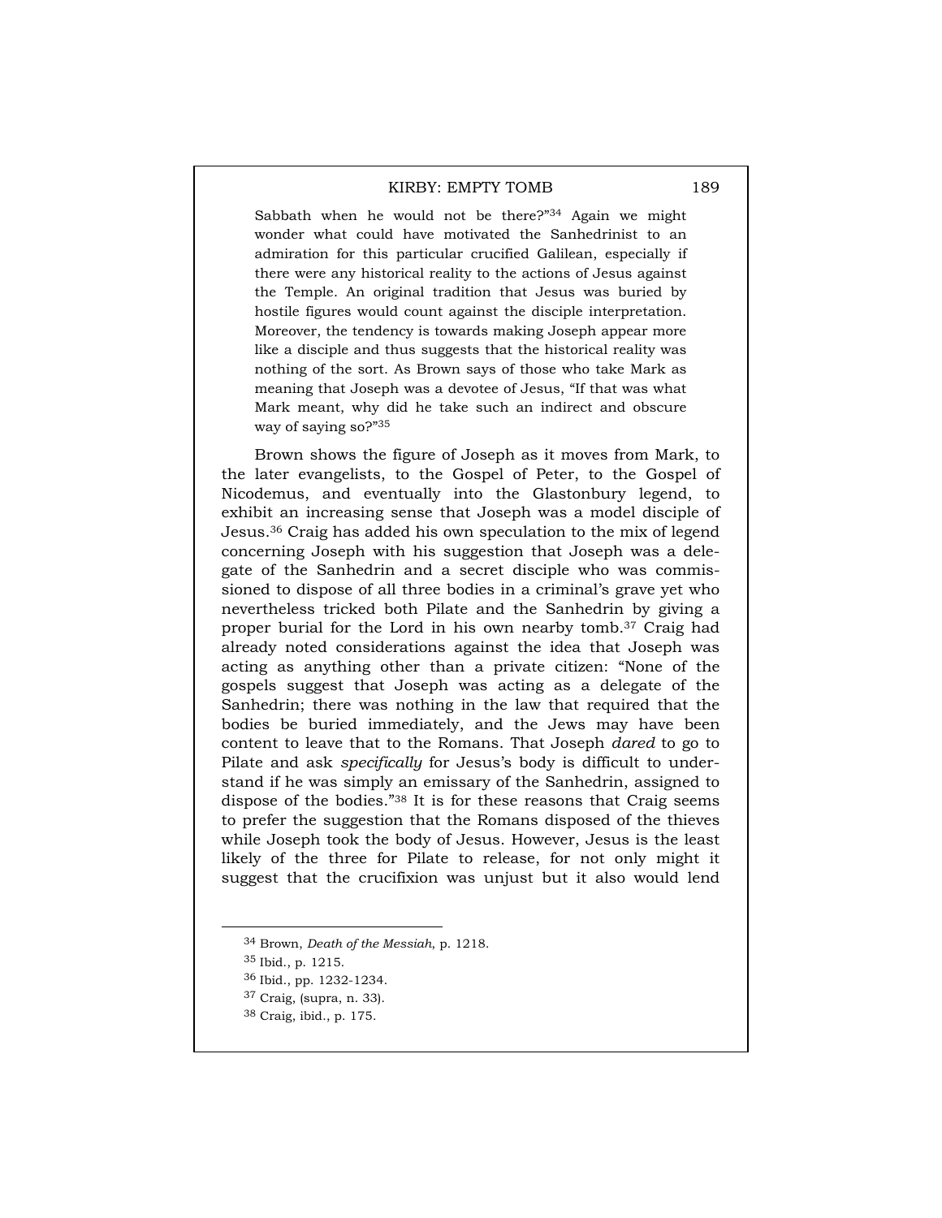Sabbath when he would not be there?"[34] Again we might wonder what could have motivated the Sanhedrinist to an admiration for this particular crucified Galilean, especially if there were any historical reality to the actions of Jesus against the Temple. An original tradition that Jesus was buried by hostile figures would count against the disciple interpretation. Moreover, the tendency is towards making Joseph appear more like a disciple and thus suggests that the historical reality was nothing of the sort. As Brown says of those who take Mark as meaning that Joseph was a devotee of Jesus, "If that was what Mark meant, why did he take such an indirect and obscure way of saying so?"[35]

Brown shows the figure of Joseph as it moves from Mark, to the later evangelists, to the Gospel of Peter, to the Gospel of Nicodemus, and eventually into the Glastonbury legend, to exhibit an increasing sense that Joseph was a model disciple of Jesus.[36] Craig has added his own speculation to the mix of legend concerning Joseph with his suggestion that Joseph was a delegate of the Sanhedrin and a secret disciple who was commissioned to dispose of all three bodies in a criminal's grave yet who nevertheless tricked both Pilate and the Sanhedrin by giving a proper burial for the Lord in his own nearby tomb.[37] Craig had already noted considerations against the idea that Joseph was acting as anything other than a private citizen: "None of the gospels suggest that Joseph was acting as a delegate of the Sanhedrin; there was nothing in the law that required that the bodies be buried immediately, and the Jews may have been content to leave that to the Romans. That Joseph *dared* to go to Pilate and ask *specifically* for Jesus's body is difficult to understand if he was simply an emissary of the Sanhedrin, assigned to dispose of the bodies."[38] It is for these reasons that Craig seems to prefer the suggestion that the Romans disposed of the thieves while Joseph took the body of Jesus. However, Jesus is the least likely of the three for Pilate to release, for not only might it suggest that the crucifixion was unjust but it also would lend

---

[34] Brown, *Death of the Messiah*, p. 1218.

[35] Ibid., p. 1215.

[36] Ibid., pp. 1232-1234.

[37] Craig, (supra, n. 33).

[38] Craig, ibid., p. 175.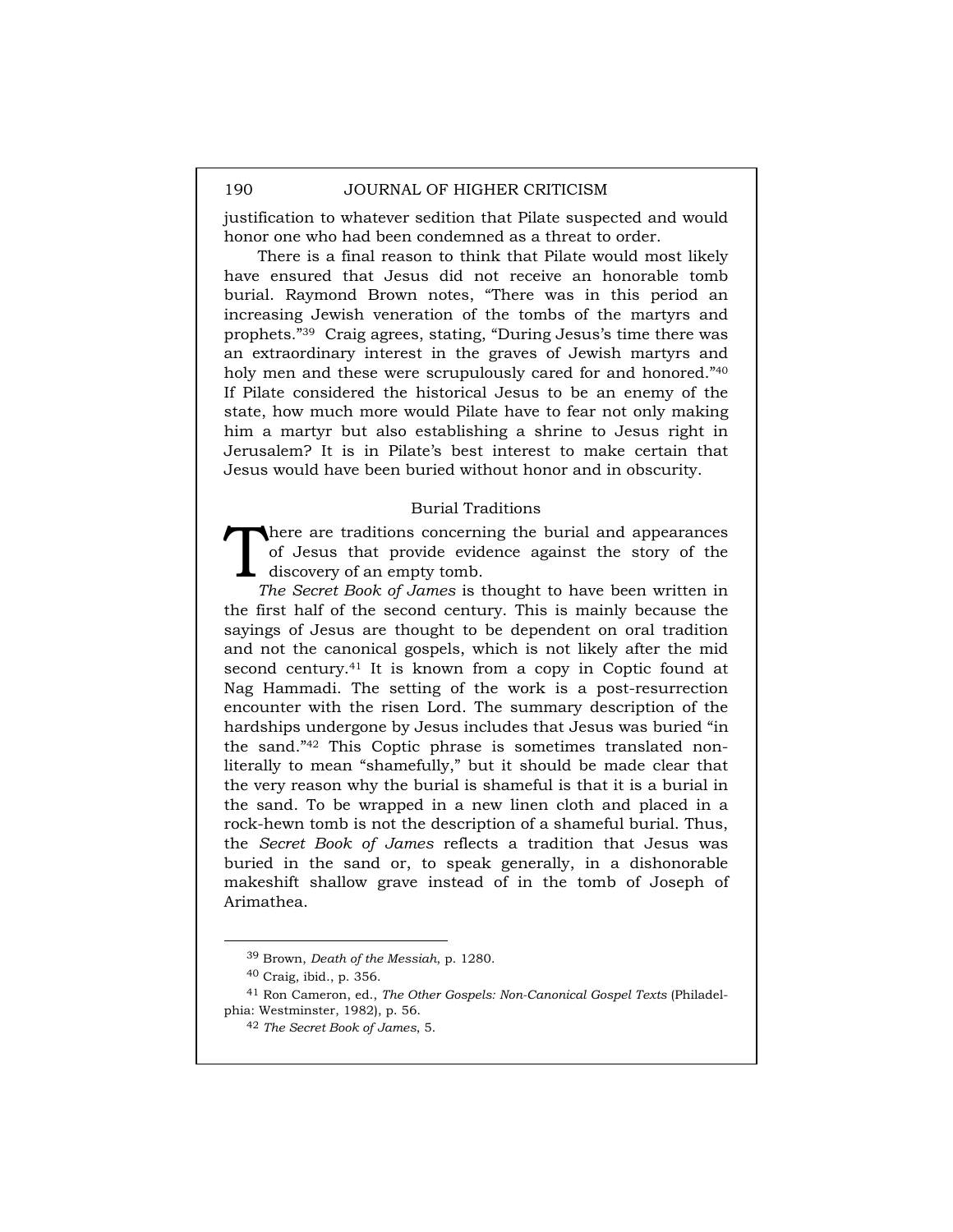justification to whatever sedition that Pilate suspected and would honor one who had been condemned as a threat to order.

There is a final reason to think that Pilate would most likely have ensured that Jesus did not receive an honorable tomb burial. Raymond Brown notes, "There was in this period an increasing Jewish veneration of the tombs of the martyrs and prophets."[39] Craig agrees, stating, "During Jesus's time there was an extraordinary interest in the graves of Jewish martyrs and holy men and these were scrupulously cared for and honored."[40] If Pilate considered the historical Jesus to be an enemy of the state, how much more would Pilate have to fear not only making him a martyr but also establishing a shrine to Jesus right in Jerusalem? It is in Pilate's best interest to make certain that Jesus would have been buried without honor and in obscurity.

## Burial Traditions

There are traditions concerning the burial and appearances of Jesus that provide evidence against the story of the discovery of an empty tomb.

*The Secret Book of James* is thought to have been written in the first half of the second century. This is mainly because the sayings of Jesus are thought to be dependent on oral tradition and not the canonical gospels, which is not likely after the mid second century.[41] It is known from a copy in Coptic found at Nag Hammadi. The setting of the work is a post-resurrection encounter with the risen Lord. The summary description of the hardships undergone by Jesus includes that Jesus was buried "in the sand."[42] This Coptic phrase is sometimes translated non-literally to mean "shamefully," but it should be made clear that the very reason why the burial is shameful is that it is a burial in the sand. To be wrapped in a new linen cloth and placed in a rock-hewn tomb is not the description of a shameful burial. Thus, the *Secret Book of James* reflects a tradition that Jesus was buried in the sand or, to speak generally, in a dishonorable makeshift shallow grave instead of in the tomb of Joseph of Arimathea.

---

[39] Brown, *Death of the Messiah*, p. 1280.

[40] Craig, ibid., p. 356.

[41] Ron Cameron, ed., *The Other Gospels: Non-Canonical Gospel Texts* (Philadelphia: Westminster, 1982), p. 56.

[42] *The Secret Book of James*, 5.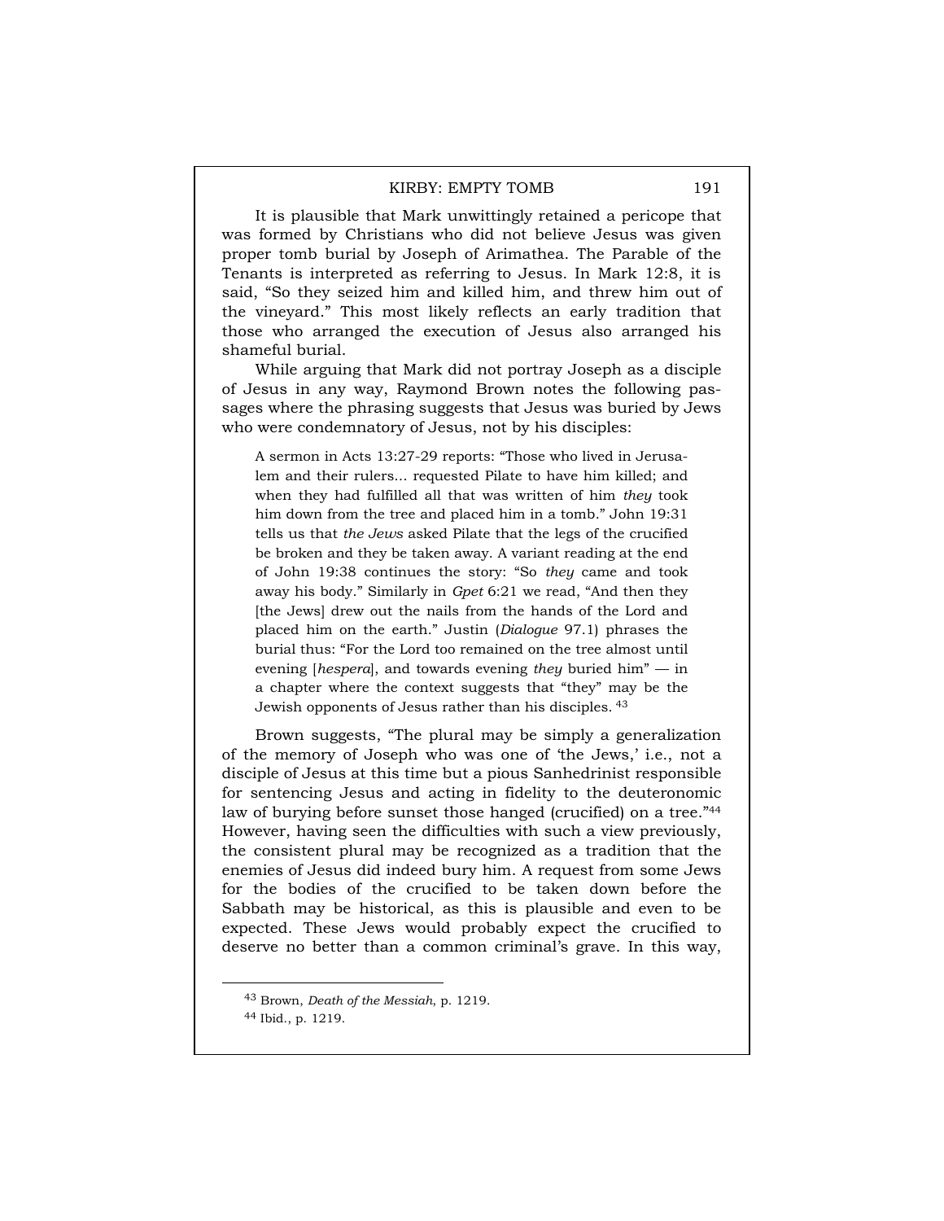It is plausible that Mark unwittingly retained a pericope that was formed by Christians who did not believe Jesus was given proper tomb burial by Joseph of Arimathea. The Parable of the Tenants is interpreted as referring to Jesus. In Mark 12:8, it is said, "So they seized him and killed him, and threw him out of the vineyard." This most likely reflects an early tradition that those who arranged the execution of Jesus also arranged his shameful burial.

While arguing that Mark did not portray Joseph as a disciple of Jesus in any way, Raymond Brown notes the following passages where the phrasing suggests that Jesus was buried by Jews who were condemnatory of Jesus, not by his disciples:

> A sermon in Acts 13:27-29 reports: "Those who lived in Jerusalem and their rulers... requested Pilate to have him killed; and when they had fulfilled all that was written of him *they* took him down from the tree and placed him in a tomb." John 19:31 tells us that *the Jews* asked Pilate that the legs of the crucified be broken and they be taken away. A variant reading at the end of John 19:38 continues the story: "So *they* came and took away his body." Similarly in *Gpet* 6:21 we read, "And then they [the Jews] drew out the nails from the hands of the Lord and placed him on the earth." Justin (*Dialogue* 97.1) phrases the burial thus: "For the Lord too remained on the tree almost until evening [*hespera*], and towards evening *they* buried him" — in a chapter where the context suggests that "they" may be the Jewish opponents of Jesus rather than his disciples.[43]

Brown suggests, "The plural may be simply a generalization of the memory of Joseph who was one of 'the Jews,' i.e., not a disciple of Jesus at this time but a pious Sanhedrinist responsible for sentencing Jesus and acting in fidelity to the deuteronomic law of burying before sunset those hanged (crucified) on a tree."[44] However, having seen the difficulties with such a view previously, the consistent plural may be recognized as a tradition that the enemies of Jesus did indeed bury him. A request from some Jews for the bodies of the crucified to be taken down before the Sabbath may be historical, as this is plausible and even to be expected. These Jews would probably expect the crucified to deserve no better than a common criminal's grave. In this way,

---

[43] Brown, *Death of the Messiah*, p. 1219.

[44] Ibid., p. 1219.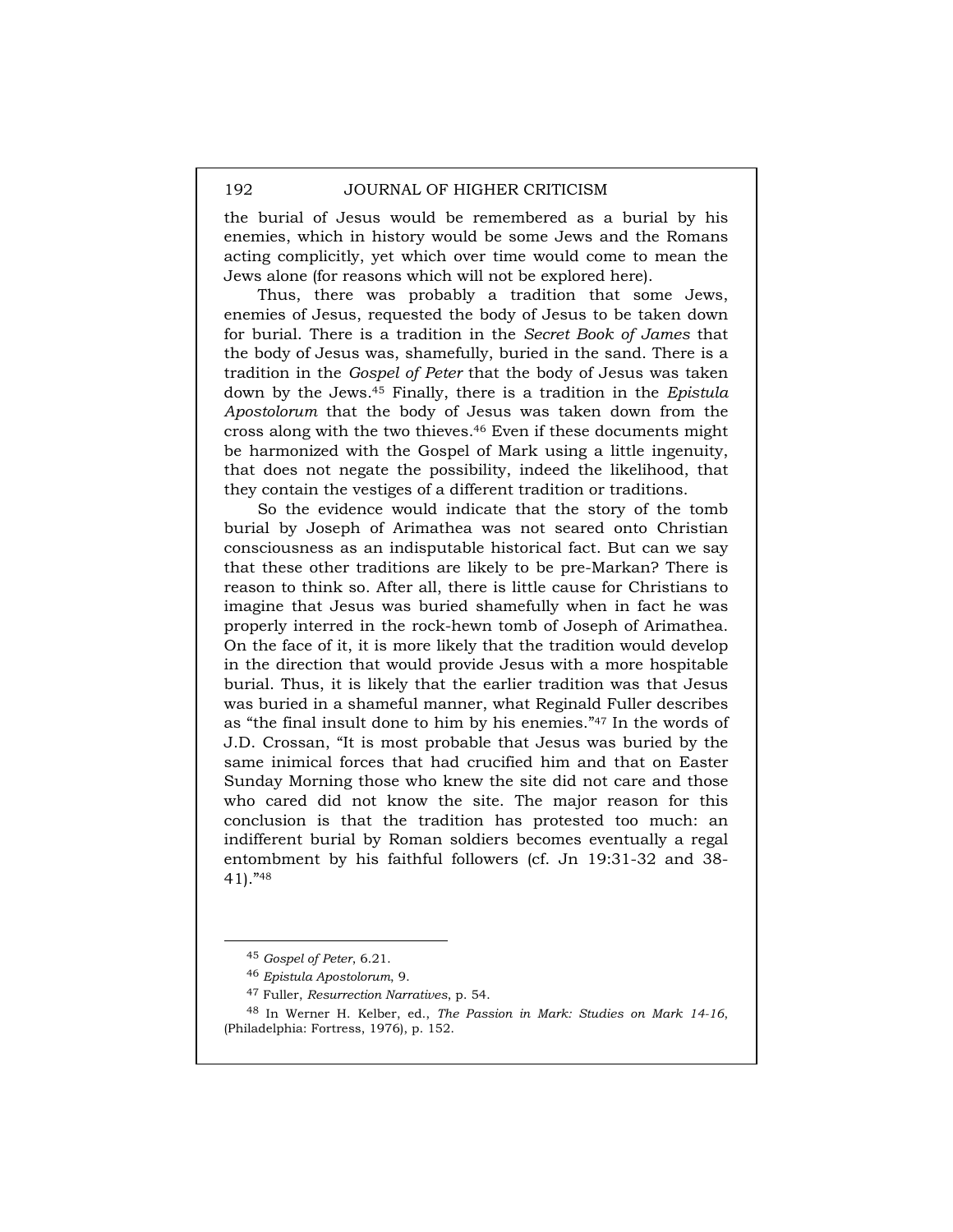the burial of Jesus would be remembered as a burial by his enemies, which in history would be some Jews and the Romans acting complicitly, yet which over time would come to mean the Jews alone (for reasons which will not be explored here).

Thus, there was probably a tradition that some Jews, enemies of Jesus, requested the body of Jesus to be taken down for burial. There is a tradition in the *Secret Book of James* that the body of Jesus was, shamefully, buried in the sand. There is a tradition in the *Gospel of Peter* that the body of Jesus was taken down by the Jews.[45] Finally, there is a tradition in the *Epistula Apostolorum* that the body of Jesus was taken down from the cross along with the two thieves.[46] Even if these documents might be harmonized with the Gospel of Mark using a little ingenuity, that does not negate the possibility, indeed the likelihood, that they contain the vestiges of a different tradition or traditions.

So the evidence would indicate that the story of the tomb burial by Joseph of Arimathea was not seared onto Christian consciousness as an indisputable historical fact. But can we say that these other traditions are likely to be pre-Markan? There is reason to think so. After all, there is little cause for Christians to imagine that Jesus was buried shamefully when in fact he was properly interred in the rock-hewn tomb of Joseph of Arimathea. On the face of it, it is more likely that the tradition would develop in the direction that would provide Jesus with a more hospitable burial. Thus, it is likely that the earlier tradition was that Jesus was buried in a shameful manner, what Reginald Fuller describes as "the final insult done to him by his enemies."[47] In the words of J.D. Crossan, "It is most probable that Jesus was buried by the same inimical forces that had crucified him and that on Easter Sunday Morning those who knew the site did not care and those who cared did not know the site. The major reason for this conclusion is that the tradition has protested too much: an indifferent burial by Roman soldiers becomes eventually a regal entombment by his faithful followers (cf. Jn 19:31-32 and 38-41)."[48]

---

[45] *Gospel of Peter*, 6.21.

[46] *Epistula Apostolorum*, 9.

[47] Fuller, *Resurrection Narratives*, p. 54.

[48] In Werner H. Kelber, ed., *The Passion in Mark: Studies on Mark 14-16*, (Philadelphia: Fortress, 1976), p. 152.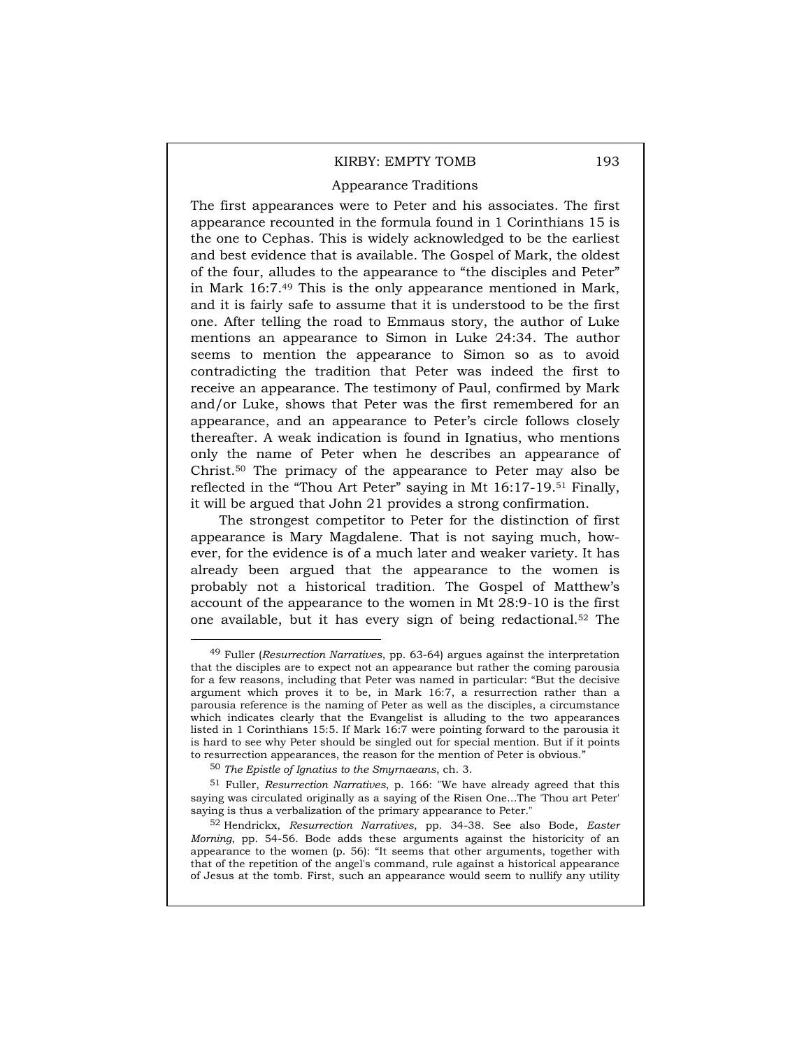### Appearance Traditions

The first appearances were to Peter and his associates. The first appearance recounted in the formula found in 1 Corinthians 15 is the one to Cephas. This is widely acknowledged to be the earliest and best evidence that is available. The Gospel of Mark, the oldest of the four, alludes to the appearance to "the disciples and Peter" in Mark 16:7.[49] This is the only appearance mentioned in Mark, and it is fairly safe to assume that it is understood to be the first one. After telling the road to Emmaus story, the author of Luke mentions an appearance to Simon in Luke 24:34. The author seems to mention the appearance to Simon so as to avoid contradicting the tradition that Peter was indeed the first to receive an appearance. The testimony of Paul, confirmed by Mark and/or Luke, shows that Peter was the first remembered for an appearance, and an appearance to Peter's circle follows closely thereafter. A weak indication is found in Ignatius, who mentions only the name of Peter when he describes an appearance of Christ.[50] The primacy of the appearance to Peter may also be reflected in the "Thou Art Peter" saying in Mt 16:17-19.[51] Finally, it will be argued that John 21 provides a strong confirmation.

The strongest competitor to Peter for the distinction of first appearance is Mary Magdalene. That is not saying much, however, for the evidence is of a much later and weaker variety. It has already been argued that the appearance to the women is probably not a historical tradition. The Gospel of Matthew's account of the appearance to the women in Mt 28:9-10 is the first one available, but it has every sign of being redactional.[52] The

---

[49] Fuller (*Resurrection Narratives*, pp. 63-64) argues against the interpretation that the disciples are to expect not an appearance but rather the coming parousia for a few reasons, including that Peter was named in particular: "But the decisive argument which proves it to be, in Mark 16:7, a resurrection rather than a parousia reference is the naming of Peter as well as the disciples, a circumstance which indicates clearly that the Evangelist is alluding to the two appearances listed in 1 Corinthians 15:5. If Mark 16:7 were pointing forward to the parousia it is hard to see why Peter should be singled out for special mention. But if it points to resurrection appearances, the reason for the mention of Peter is obvious."

[50] *The Epistle of Ignatius to the Smyrnaeans*, ch. 3.

[51] Fuller, *Resurrection Narratives*, p. 166: "We have already agreed that this saying was circulated originally as a saying of the Risen One...The 'Thou art Peter' saying is thus a verbalization of the primary appearance to Peter."

[52] Hendrickx, *Resurrection Narratives*, pp. 34-38. See also Bode, *Easter Morning*, pp. 54-56. Bode adds these arguments against the historicity of an appearance to the women (p. 56): "It seems that other arguments, together with that of the repetition of the angel's command, rule against a historical appearance of Jesus at the tomb. First, such an appearance would seem to nullify any utility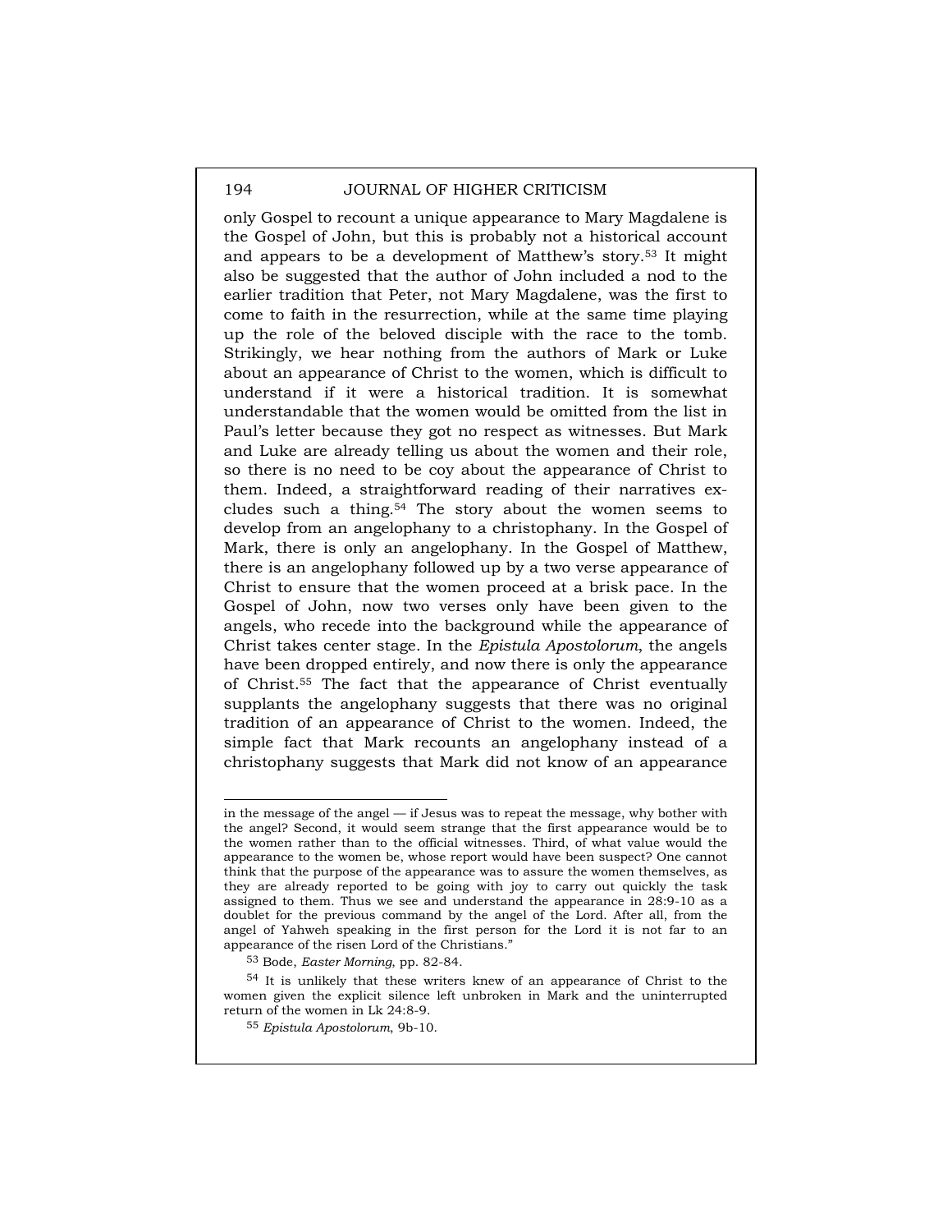only Gospel to recount a unique appearance to Mary Magdalene is the Gospel of John, but this is probably not a historical account and appears to be a development of Matthew's story.[53] It might also be suggested that the author of John included a nod to the earlier tradition that Peter, not Mary Magdalene, was the first to come to faith in the resurrection, while at the same time playing up the role of the beloved disciple with the race to the tomb. Strikingly, we hear nothing from the authors of Mark or Luke about an appearance of Christ to the women, which is difficult to understand if it were a historical tradition. It is somewhat understandable that the women would be omitted from the list in Paul's letter because they got no respect as witnesses. But Mark and Luke are already telling us about the women and their role, so there is no need to be coy about the appearance of Christ to them. Indeed, a straightforward reading of their narratives excludes such a thing.[54] The story about the women seems to develop from an angelophany to a christophany. In the Gospel of Mark, there is only an angelophany. In the Gospel of Matthew, there is an angelophany followed up by a two verse appearance of Christ to ensure that the women proceed at a brisk pace. In the Gospel of John, now two verses only have been given to the angels, who recede into the background while the appearance of Christ takes center stage. In the *Epistula Apostolorum*, the angels have been dropped entirely, and now there is only the appearance of Christ.[55] The fact that the appearance of Christ eventually supplants the angelophany suggests that there was no original tradition of an appearance of Christ to the women. Indeed, the simple fact that Mark recounts an angelophany instead of a christophany suggests that Mark did not know of an appearance

---

in the message of the angel — if Jesus was to repeat the message, why bother with the angel? Second, it would seem strange that the first appearance would be to the women rather than to the official witnesses. Third, of what value would the appearance to the women be, whose report would have been suspect? One cannot think that the purpose of the appearance was to assure the women themselves, as they are already reported to be going with joy to carry out quickly the task assigned to them. Thus we see and understand the appearance in 28:9-10 as a doublet for the previous command by the angel of the Lord. After all, from the angel of Yahweh speaking in the first person for the Lord it is not far to an appearance of the risen Lord of the Christians."

[53] Bode, *Easter Morning*, pp. 82-84.

[54] It is unlikely that these writers knew of an appearance of Christ to the women given the explicit silence left unbroken in Mark and the uninterrupted return of the women in Lk 24:8-9.

[55] *Epistula Apostolorum*, 9b-10.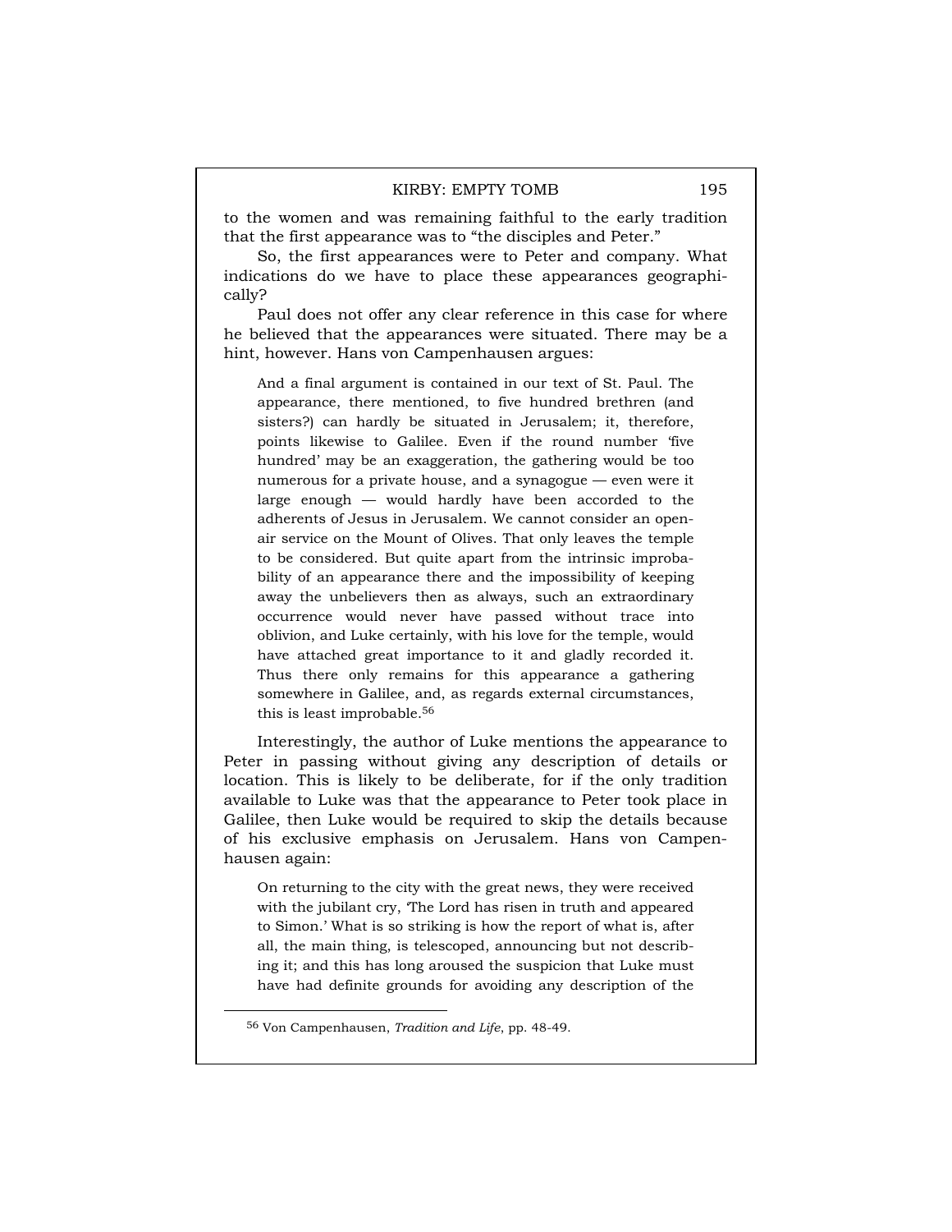to the women and was remaining faithful to the early tradition that the first appearance was to "the disciples and Peter."

So, the first appearances were to Peter and company. What indications do we have to place these appearances geographically?

Paul does not offer any clear reference in this case for where he believed that the appearances were situated. There may be a hint, however. Hans von Campenhausen argues:

> And a final argument is contained in our text of St. Paul. The appearance, there mentioned, to five hundred brethren (and sisters?) can hardly be situated in Jerusalem; it, therefore, points likewise to Galilee. Even if the round number 'five hundred' may be an exaggeration, the gathering would be too numerous for a private house, and a synagogue — even were it large enough — would hardly have been accorded to the adherents of Jesus in Jerusalem. We cannot consider an open-air service on the Mount of Olives. That only leaves the temple to be considered. But quite apart from the intrinsic improbability of an appearance there and the impossibility of keeping away the unbelievers then as always, such an extraordinary occurrence would never have passed without trace into oblivion, and Luke certainly, with his love for the temple, would have attached great importance to it and gladly recorded it. Thus there only remains for this appearance a gathering somewhere in Galilee, and, as regards external circumstances, this is least improbable.[56]

Interestingly, the author of Luke mentions the appearance to Peter in passing without giving any description of details or location. This is likely to be deliberate, for if the only tradition available to Luke was that the appearance to Peter took place in Galilee, then Luke would be required to skip the details because of his exclusive emphasis on Jerusalem. Hans von Campenhausen again:

> On returning to the city with the great news, they were received with the jubilant cry, 'The Lord has risen in truth and appeared to Simon.' What is so striking is how the report of what is, after all, the main thing, is telescoped, announcing but not describing it; and this has long aroused the suspicion that Luke must have had definite grounds for avoiding any description of the

---

[56] Von Campenhausen, *Tradition and Life*, pp. 48-49.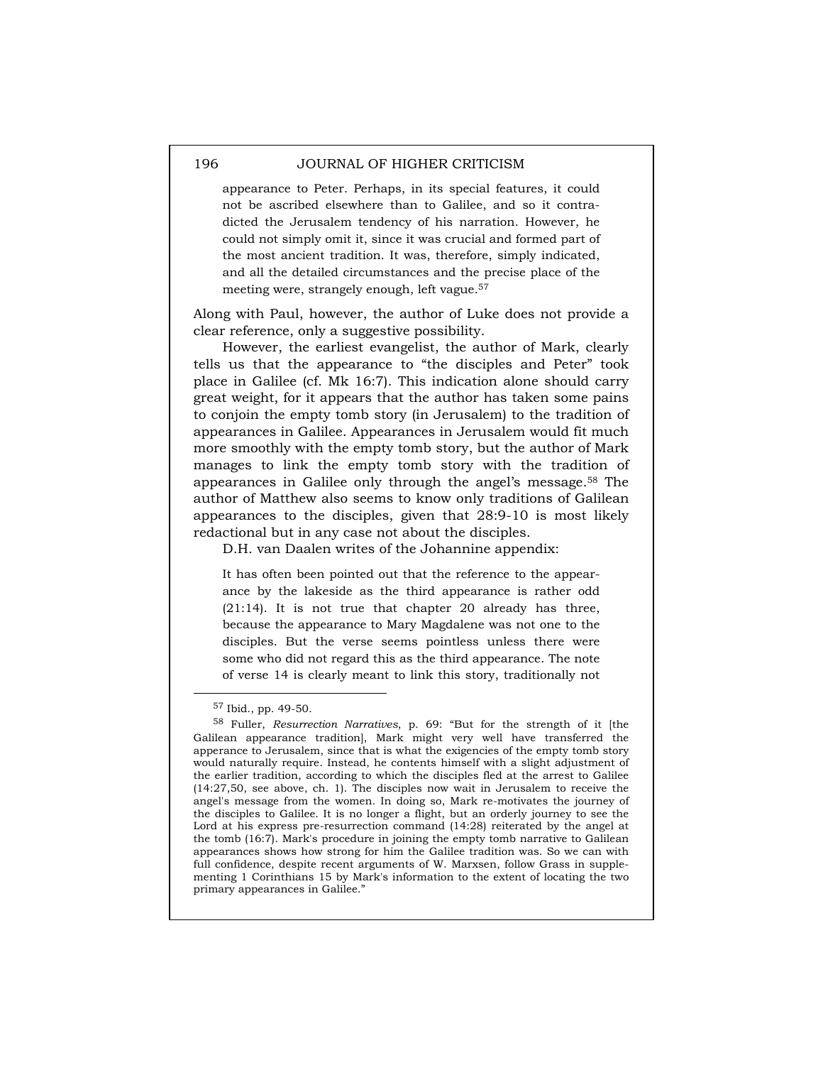> appearance to Peter. Perhaps, in its special features, it could not be ascribed elsewhere than to Galilee, and so it contradicted the Jerusalem tendency of his narration. However, he could not simply omit it, since it was crucial and formed part of the most ancient tradition. It was, therefore, simply indicated, and all the detailed circumstances and the precise place of the meeting were, strangely enough, left vague.[57]

Along with Paul, however, the author of Luke does not provide a clear reference, only a suggestive possibility.

However, the earliest evangelist, the author of Mark, clearly tells us that the appearance to "the disciples and Peter" took place in Galilee (cf. Mk 16:7). This indication alone should carry great weight, for it appears that the author has taken some pains to conjoin the empty tomb story (in Jerusalem) to the tradition of appearances in Galilee. Appearances in Jerusalem would fit much more smoothly with the empty tomb story, but the author of Mark manages to link the empty tomb story with the tradition of appearances in Galilee only through the angel's message.[58] The author of Matthew also seems to know only traditions of Galilean appearances to the disciples, given that 28:9-10 is most likely redactional but in any case not about the disciples.

D.H. van Daalen writes of the Johannine appendix:

> It has often been pointed out that the reference to the appearance by the lakeside as the third appearance is rather odd (21:14). It is not true that chapter 20 already has three, because the appearance to Mary Magdalene was not one to the disciples. But the verse seems pointless unless there were some who did not regard this as the third appearance. The note of verse 14 is clearly meant to link this story, traditionally not

---

[57] Ibid., pp. 49-50.

[58] Fuller, *Resurrection Narratives*, p. 69: "But for the strength of it [the Galilean appearance tradition], Mark might very well have transferred the apperance to Jerusalem, since that is what the exigencies of the empty tomb story would naturally require. Instead, he contents himself with a slight adjustment of the earlier tradition, according to which the disciples fled at the arrest to Galilee (14:27,50, see above, ch. 1). The disciples now wait in Jerusalem to receive the angel's message from the women. In doing so, Mark re-motivates the journey of the disciples to Galilee. It is no longer a flight, but an orderly journey to see the Lord at his express pre-resurrection command (14:28) reiterated by the angel at the tomb (16:7). Mark's procedure in joining the empty tomb narrative to Galilean appearances shows how strong for him the Galilee tradition was. So we can with full confidence, despite recent arguments of W. Marxsen, follow Grass in supplementing 1 Corinthians 15 by Mark's information to the extent of locating the two primary appearances in Galilee."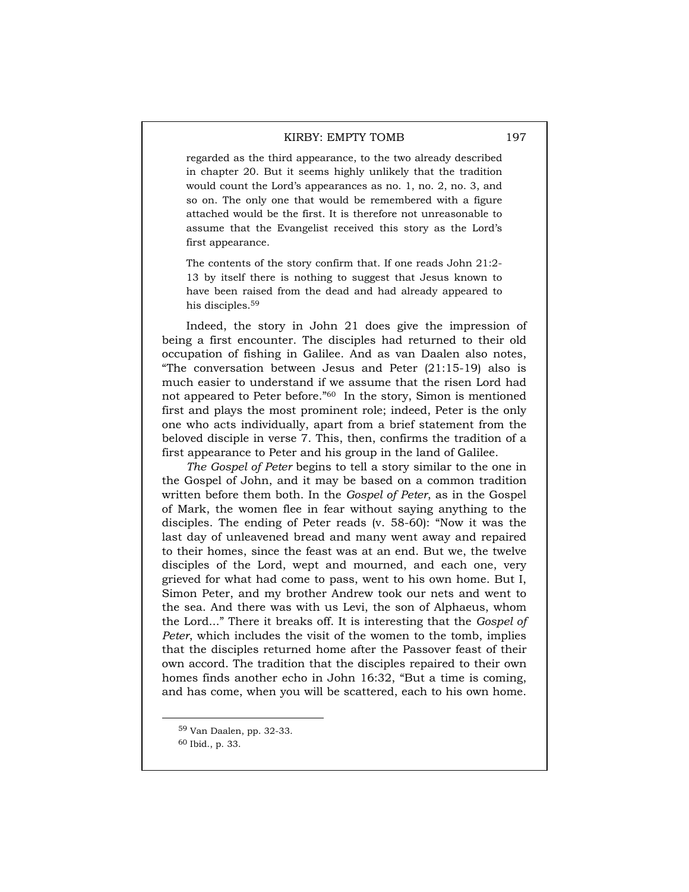> regarded as the third appearance, to the two already described in chapter 20. But it seems highly unlikely that the tradition would count the Lord's appearances as no. 1, no. 2, no. 3, and so on. The only one that would be remembered with a figure attached would be the first. It is therefore not unreasonable to assume that the Evangelist received this story as the Lord's first appearance.
>
> The contents of the story confirm that. If one reads John 21:2-13 by itself there is nothing to suggest that Jesus known to have been raised from the dead and had already appeared to his disciples.[59]

Indeed, the story in John 21 does give the impression of being a first encounter. The disciples had returned to their old occupation of fishing in Galilee. And as van Daalen also notes, "The conversation between Jesus and Peter (21:15-19) also is much easier to understand if we assume that the risen Lord had not appeared to Peter before."[60] In the story, Simon is mentioned first and plays the most prominent role; indeed, Peter is the only one who acts individually, apart from a brief statement from the beloved disciple in verse 7. This, then, confirms the tradition of a first appearance to Peter and his group in the land of Galilee.

*The Gospel of Peter* begins to tell a story similar to the one in the Gospel of John, and it may be based on a common tradition written before them both. In the *Gospel of Peter*, as in the Gospel of Mark, the women flee in fear without saying anything to the disciples. The ending of Peter reads (v. 58-60): "Now it was the last day of unleavened bread and many went away and repaired to their homes, since the feast was at an end. But we, the twelve disciples of the Lord, wept and mourned, and each one, very grieved for what had come to pass, went to his own home. But I, Simon Peter, and my brother Andrew took our nets and went to the sea. And there was with us Levi, the son of Alphaeus, whom the Lord..." There it breaks off. It is interesting that the *Gospel of Peter*, which includes the visit of the women to the tomb, implies that the disciples returned home after the Passover feast of their own accord. The tradition that the disciples repaired to their own homes finds another echo in John 16:32, "But a time is coming, and has come, when you will be scattered, each to his own home.

---

[59] Van Daalen, pp. 32-33.

[60] Ibid., p. 33.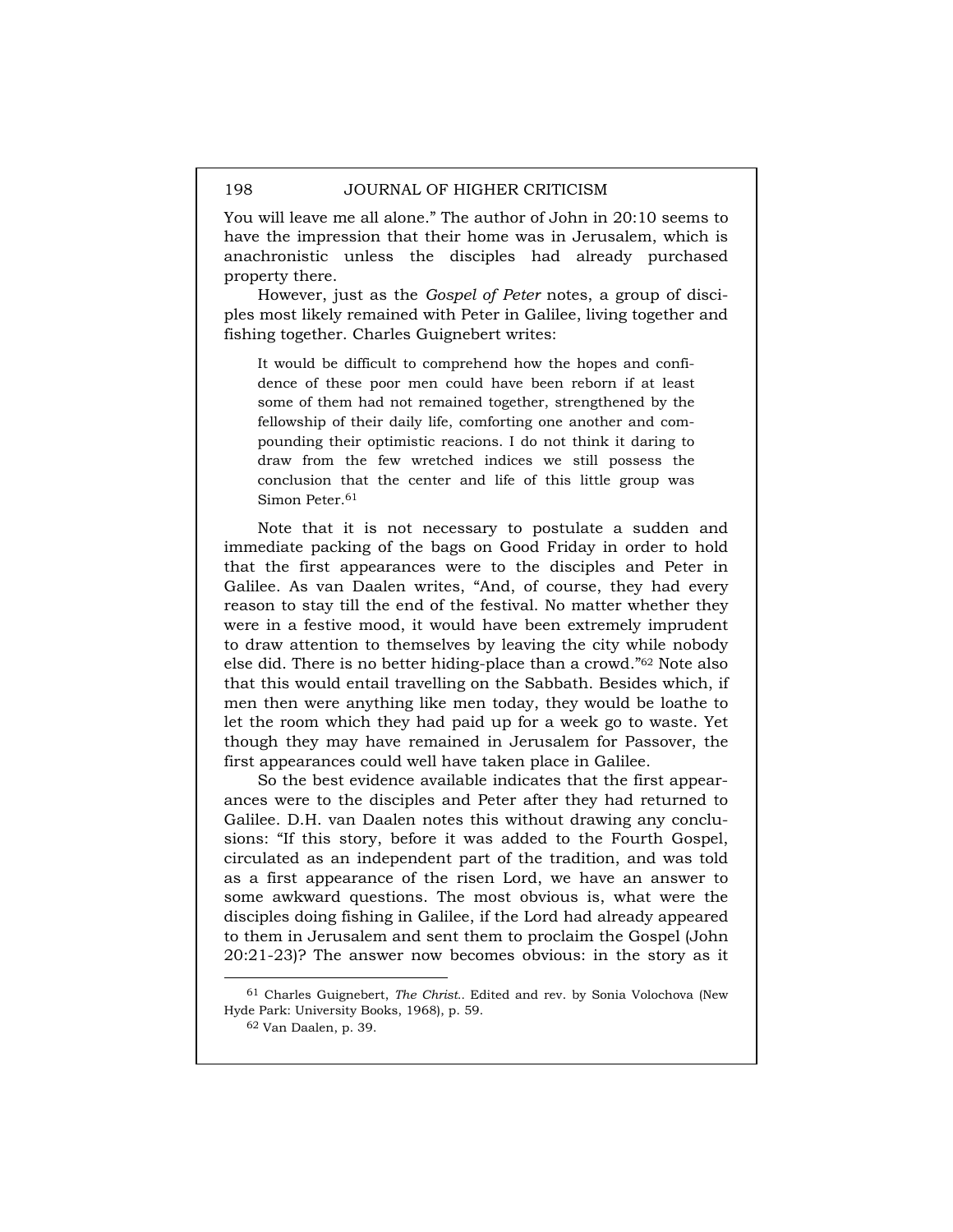You will leave me all alone." The author of John in 20:10 seems to have the impression that their home was in Jerusalem, which is anachronistic unless the disciples had already purchased property there.

However, just as the *Gospel of Peter* notes, a group of disciples most likely remained with Peter in Galilee, living together and fishing together. Charles Guignebert writes:

> It would be difficult to comprehend how the hopes and confidence of these poor men could have been reborn if at least some of them had not remained together, strengthened by the fellowship of their daily life, comforting one another and compounding their optimistic reacions. I do not think it daring to draw from the few wretched indices we still possess the conclusion that the center and life of this little group was Simon Peter.[61]

Note that it is not necessary to postulate a sudden and immediate packing of the bags on Good Friday in order to hold that the first appearances were to the disciples and Peter in Galilee. As van Daalen writes, "And, of course, they had every reason to stay till the end of the festival. No matter whether they were in a festive mood, it would have been extremely imprudent to draw attention to themselves by leaving the city while nobody else did. There is no better hiding-place than a crowd."[62] Note also that this would entail travelling on the Sabbath. Besides which, if men then were anything like men today, they would be loathe to let the room which they had paid up for a week go to waste. Yet though they may have remained in Jerusalem for Passover, the first appearances could well have taken place in Galilee.

So the best evidence available indicates that the first appearances were to the disciples and Peter after they had returned to Galilee. D.H. van Daalen notes this without drawing any conclusions: "If this story, before it was added to the Fourth Gospel, circulated as an independent part of the tradition, and was told as a first appearance of the risen Lord, we have an answer to some awkward questions. The most obvious is, what were the disciples doing fishing in Galilee, if the Lord had already appeared to them in Jerusalem and sent them to proclaim the Gospel (John 20:21-23)? The answer now becomes obvious: in the story as it

---

[61] Charles Guignebert, *The Christ.*. Edited and rev. by Sonia Volochova (New Hyde Park: University Books, 1968), p. 59.

[62] Van Daalen, p. 39.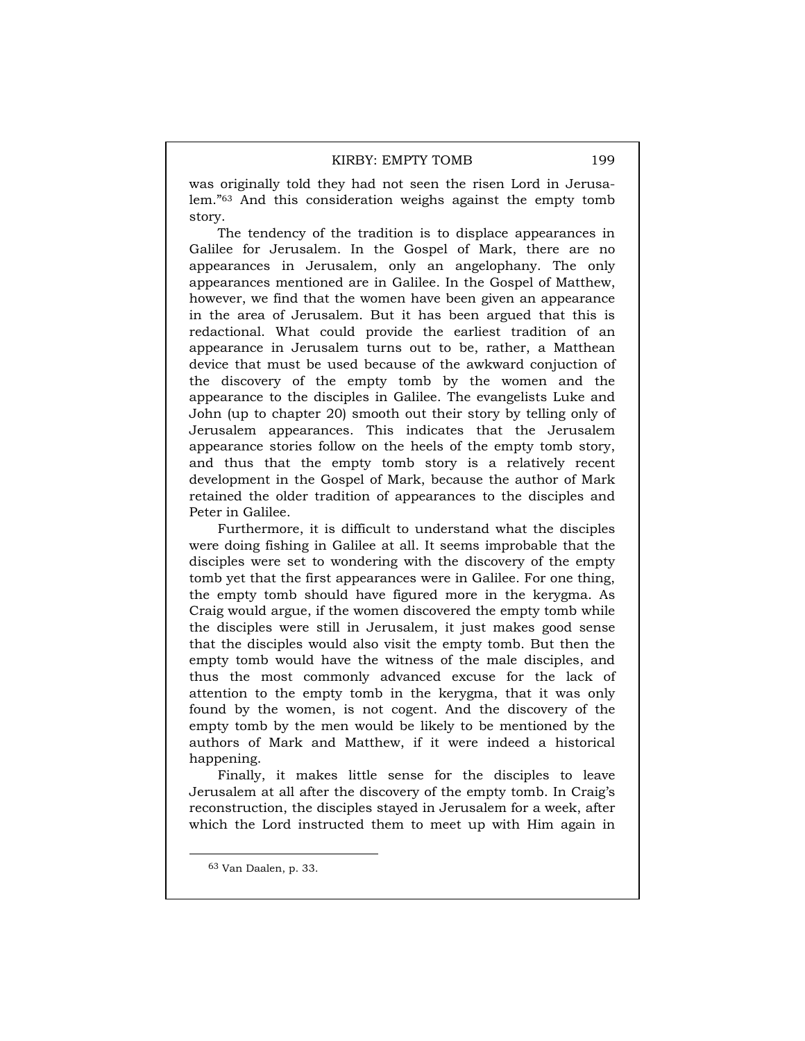was originally told they had not seen the risen Lord in Jerusalem."[63] And this consideration weighs against the empty tomb story.

The tendency of the tradition is to displace appearances in Galilee for Jerusalem. In the Gospel of Mark, there are no appearances in Jerusalem, only an angelophany. The only appearances mentioned are in Galilee. In the Gospel of Matthew, however, we find that the women have been given an appearance in the area of Jerusalem. But it has been argued that this is redactional. What could provide the earliest tradition of an appearance in Jerusalem turns out to be, rather, a Matthean device that must be used because of the awkward conjuction of the discovery of the empty tomb by the women and the appearance to the disciples in Galilee. The evangelists Luke and John (up to chapter 20) smooth out their story by telling only of Jerusalem appearances. This indicates that the Jerusalem appearance stories follow on the heels of the empty tomb story, and thus that the empty tomb story is a relatively recent development in the Gospel of Mark, because the author of Mark retained the older tradition of appearances to the disciples and Peter in Galilee.

Furthermore, it is difficult to understand what the disciples were doing fishing in Galilee at all. It seems improbable that the disciples were set to wondering with the discovery of the empty tomb yet that the first appearances were in Galilee. For one thing, the empty tomb should have figured more in the kerygma. As Craig would argue, if the women discovered the empty tomb while the disciples were still in Jerusalem, it just makes good sense that the disciples would also visit the empty tomb. But then the empty tomb would have the witness of the male disciples, and thus the most commonly advanced excuse for the lack of attention to the empty tomb in the kerygma, that it was only found by the women, is not cogent. And the discovery of the empty tomb by the men would be likely to be mentioned by the authors of Mark and Matthew, if it were indeed a historical happening.

Finally, it makes little sense for the disciples to leave Jerusalem at all after the discovery of the empty tomb. In Craig's reconstruction, the disciples stayed in Jerusalem for a week, after which the Lord instructed them to meet up with Him again in

[63] Van Daalen, p. 33.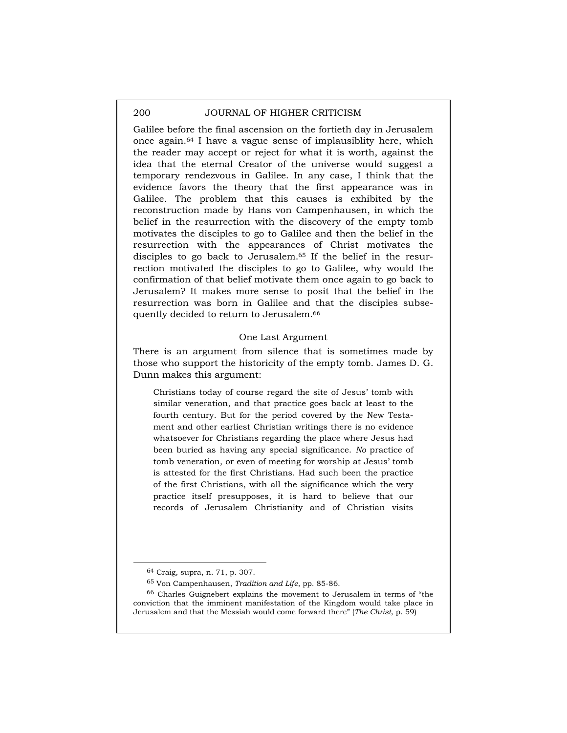Galilee before the final ascension on the fortieth day in Jerusalem once again.[64] I have a vague sense of implausiblity here, which the reader may accept or reject for what it is worth, against the idea that the eternal Creator of the universe would suggest a temporary rendezvous in Galilee. In any case, I think that the evidence favors the theory that the first appearance was in Galilee. The problem that this causes is exhibited by the reconstruction made by Hans von Campenhausen, in which the belief in the resurrection with the discovery of the empty tomb motivates the disciples to go to Galilee and then the belief in the resurrection with the appearances of Christ motivates the disciples to go back to Jerusalem.[65] If the belief in the resurrection motivated the disciples to go to Galilee, why would the confirmation of that belief motivate them once again to go back to Jerusalem? It makes more sense to posit that the belief in the resurrection was born in Galilee and that the disciples subsequently decided to return to Jerusalem.[66]

## One Last Argument

There is an argument from silence that is sometimes made by those who support the historicity of the empty tomb. James D. G. Dunn makes this argument:

> Christians today of course regard the site of Jesus' tomb with similar veneration, and that practice goes back at least to the fourth century. But for the period covered by the New Testament and other earliest Christian writings there is no evidence whatsoever for Christians regarding the place where Jesus had been buried as having any special significance. *No* practice of tomb veneration, or even of meeting for worship at Jesus' tomb is attested for the first Christians. Had such been the practice of the first Christians, with all the significance which the very practice itself presupposes, it is hard to believe that our records of Jerusalem Christianity and of Christian visits

---

[64] Craig, supra, n. 71, p. 307.

[65] Von Campenhausen, *Tradition and Life*, pp. 85-86.

[66] Charles Guignebert explains the movement to Jerusalem in terms of "the conviction that the imminent manifestation of the Kingdom would take place in Jerusalem and that the Messiah would come forward there" (*The Christ*, p. 59)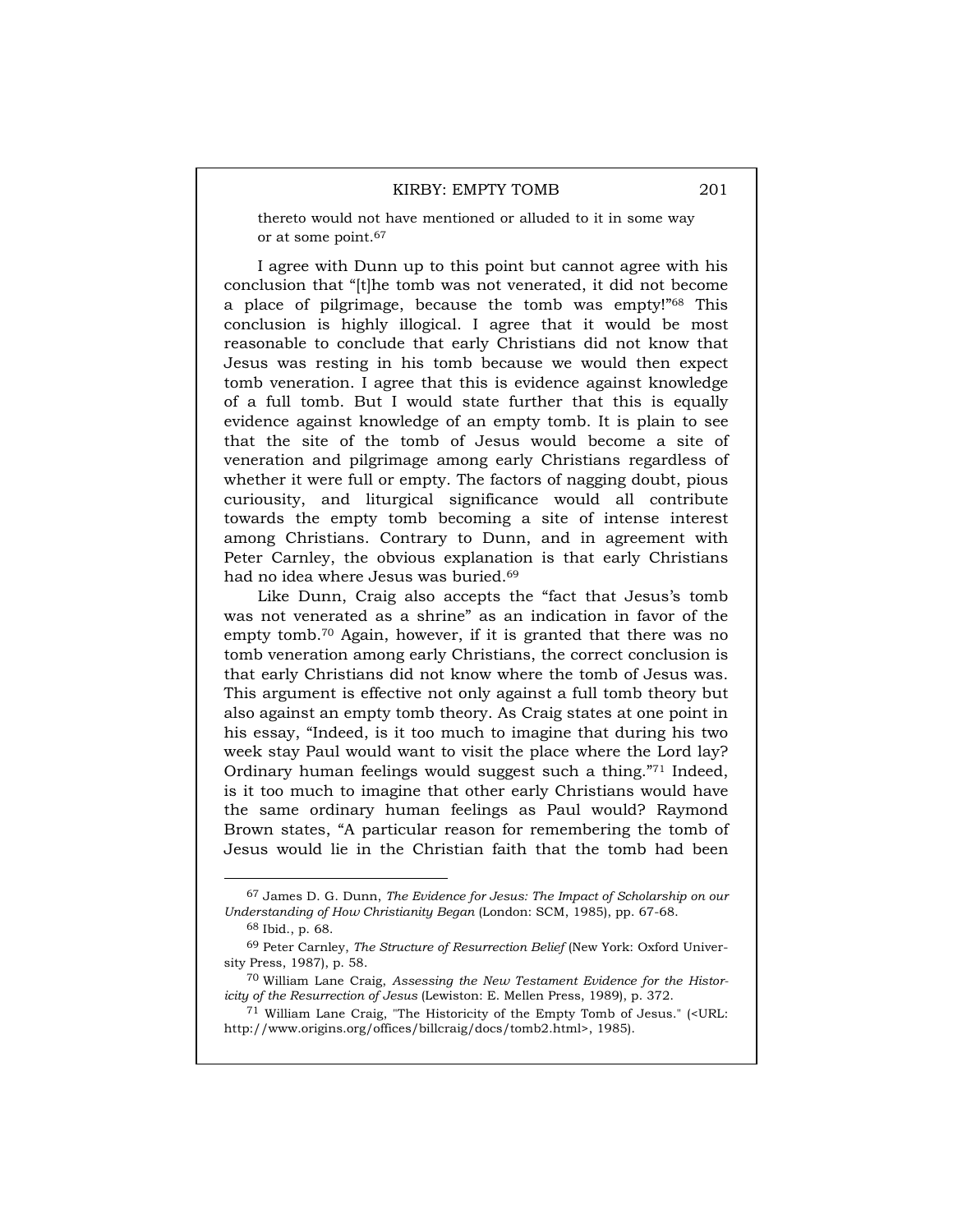thereto would not have mentioned or alluded to it in some way or at some point.[67]

I agree with Dunn up to this point but cannot agree with his conclusion that "[t]he tomb was not venerated, it did not become a place of pilgrimage, because the tomb was empty!"[68] This conclusion is highly illogical. I agree that it would be most reasonable to conclude that early Christians did not know that Jesus was resting in his tomb because we would then expect tomb veneration. I agree that this is evidence against knowledge of a full tomb. But I would state further that this is equally evidence against knowledge of an empty tomb. It is plain to see that the site of the tomb of Jesus would become a site of veneration and pilgrimage among early Christians regardless of whether it were full or empty. The factors of nagging doubt, pious curiousity, and liturgical significance would all contribute towards the empty tomb becoming a site of intense interest among Christians. Contrary to Dunn, and in agreement with Peter Carnley, the obvious explanation is that early Christians had no idea where Jesus was buried.[69]

Like Dunn, Craig also accepts the "fact that Jesus's tomb was not venerated as a shrine" as an indication in favor of the empty tomb.[70] Again, however, if it is granted that there was no tomb veneration among early Christians, the correct conclusion is that early Christians did not know where the tomb of Jesus was. This argument is effective not only against a full tomb theory but also against an empty tomb theory. As Craig states at one point in his essay, "Indeed, is it too much to imagine that during his two week stay Paul would want to visit the place where the Lord lay? Ordinary human feelings would suggest such a thing."[71] Indeed, is it too much to imagine that other early Christians would have the same ordinary human feelings as Paul would? Raymond Brown states, "A particular reason for remembering the tomb of Jesus would lie in the Christian faith that the tomb had been

---

[67] James D. G. Dunn, *The Evidence for Jesus: The Impact of Scholarship on our Understanding of How Christianity Began* (London: SCM, 1985), pp. 67-68.

[68] Ibid., p. 68.

[69] Peter Carnley, *The Structure of Resurrection Belief* (New York: Oxford University Press, 1987), p. 58.

[70] William Lane Craig, *Assessing the New Testament Evidence for the Historicity of the Resurrection of Jesus* (Lewiston: E. Mellen Press, 1989), p. 372.

[71] William Lane Craig, "The Historicity of the Empty Tomb of Jesus." (<URL: http://www.origins.org/offices/billcraig/docs/tomb2.html>, 1985).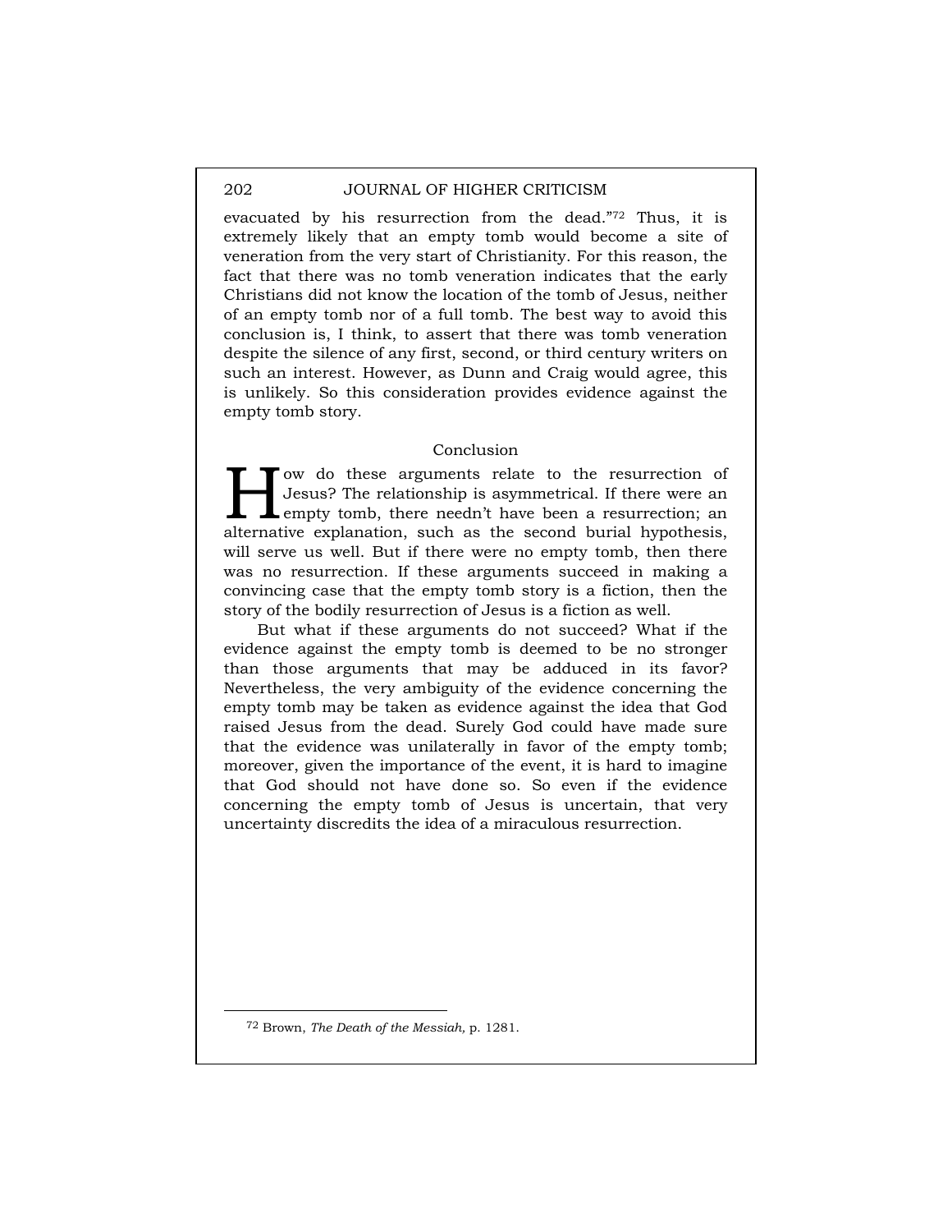evacuated by his resurrection from the dead."[72] Thus, it is extremely likely that an empty tomb would become a site of veneration from the very start of Christianity. For this reason, the fact that there was no tomb veneration indicates that the early Christians did not know the location of the tomb of Jesus, neither of an empty tomb nor of a full tomb. The best way to avoid this conclusion is, I think, to assert that there was tomb veneration despite the silence of any first, second, or third century writers on such an interest. However, as Dunn and Craig would agree, this is unlikely. So this consideration provides evidence against the empty tomb story.

## Conclusion

How do these arguments relate to the resurrection of Jesus? The relationship is asymmetrical. If there were an empty tomb, there needn't have been a resurrection; an alternative explanation, such as the second burial hypothesis, will serve us well. But if there were no empty tomb, then there was no resurrection. If these arguments succeed in making a convincing case that the empty tomb story is a fiction, then the story of the bodily resurrection of Jesus is a fiction as well.

But what if these arguments do not succeed? What if the evidence against the empty tomb is deemed to be no stronger than those arguments that may be adduced in its favor? Nevertheless, the very ambiguity of the evidence concerning the empty tomb may be taken as evidence against the idea that God raised Jesus from the dead. Surely God could have made sure that the evidence was unilaterally in favor of the empty tomb; moreover, given the importance of the event, it is hard to imagine that God should not have done so. So even if the evidence concerning the empty tomb of Jesus is uncertain, that very uncertainty discredits the idea of a miraculous resurrection.

---

[72] Brown, *The Death of the Messiah,* p. 1281.